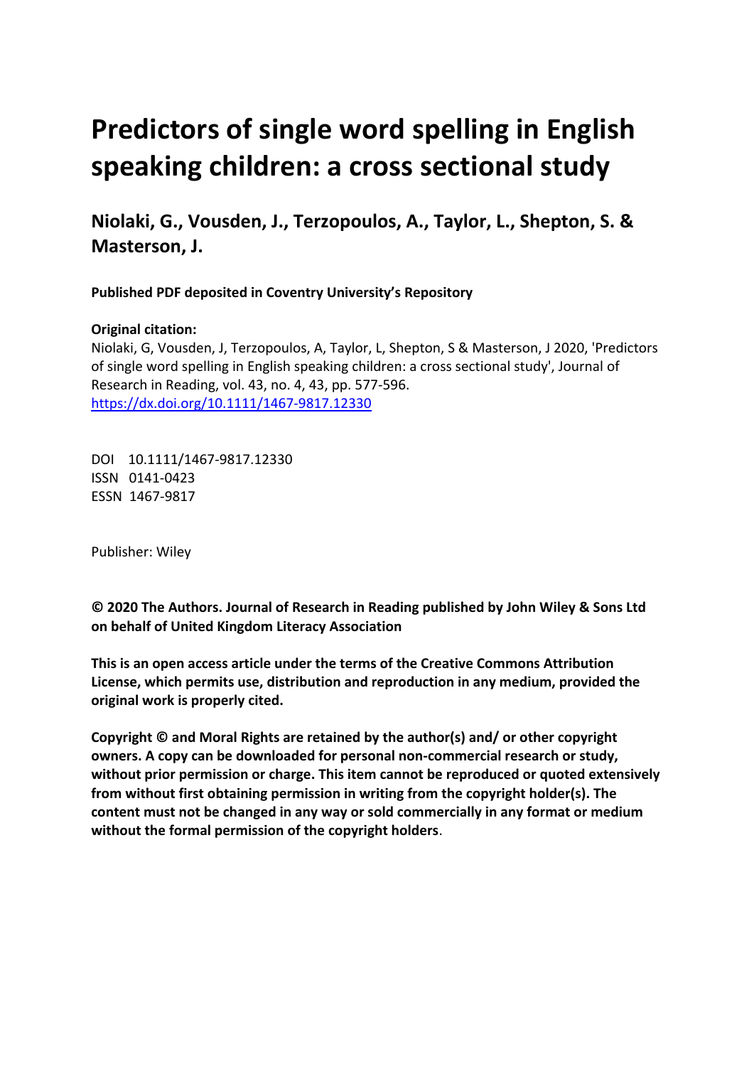# Predictors of single word spelling in English speaking children: a cross sectional study

**Niolaki, G., Vousden, J., Terzopoulos, A., Taylor, L., Shepton, S. & Masterson, J.**

**Published PDF deposited in Coventry University's Repository**

**Original citation:**

Niolaki, G, Vousden, J, Terzopoulos, A, Taylor, L, Shepton, S & Masterson, J 2020, 'Predictors of single word spelling in English speaking children: a cross sectional study', Journal of Research in Reading, vol. 43, no. 4, 43, pp. 577-596.
https://dx.doi.org/10.1111/1467-9817.12330

DOI 10.1111/1467-9817.12330
ISSN 0141-0423
ESSN 1467-9817

Publisher: Wiley

**© 2020 The Authors. Journal of Research in Reading published by John Wiley & Sons Ltd on behalf of United Kingdom Literacy Association**

**This is an open access article under the terms of the Creative Commons Attribution License, which permits use, distribution and reproduction in any medium, provided the original work is properly cited.**

**Copyright © and Moral Rights are retained by the author(s) and/ or other copyright owners. A copy can be downloaded for personal non-commercial research or study, without prior permission or charge. This item cannot be reproduced or quoted extensively from without first obtaining permission in writing from the copyright holder(s). The content must not be changed in any way or sold commercially in any format or medium without the formal permission of the copyright holders**.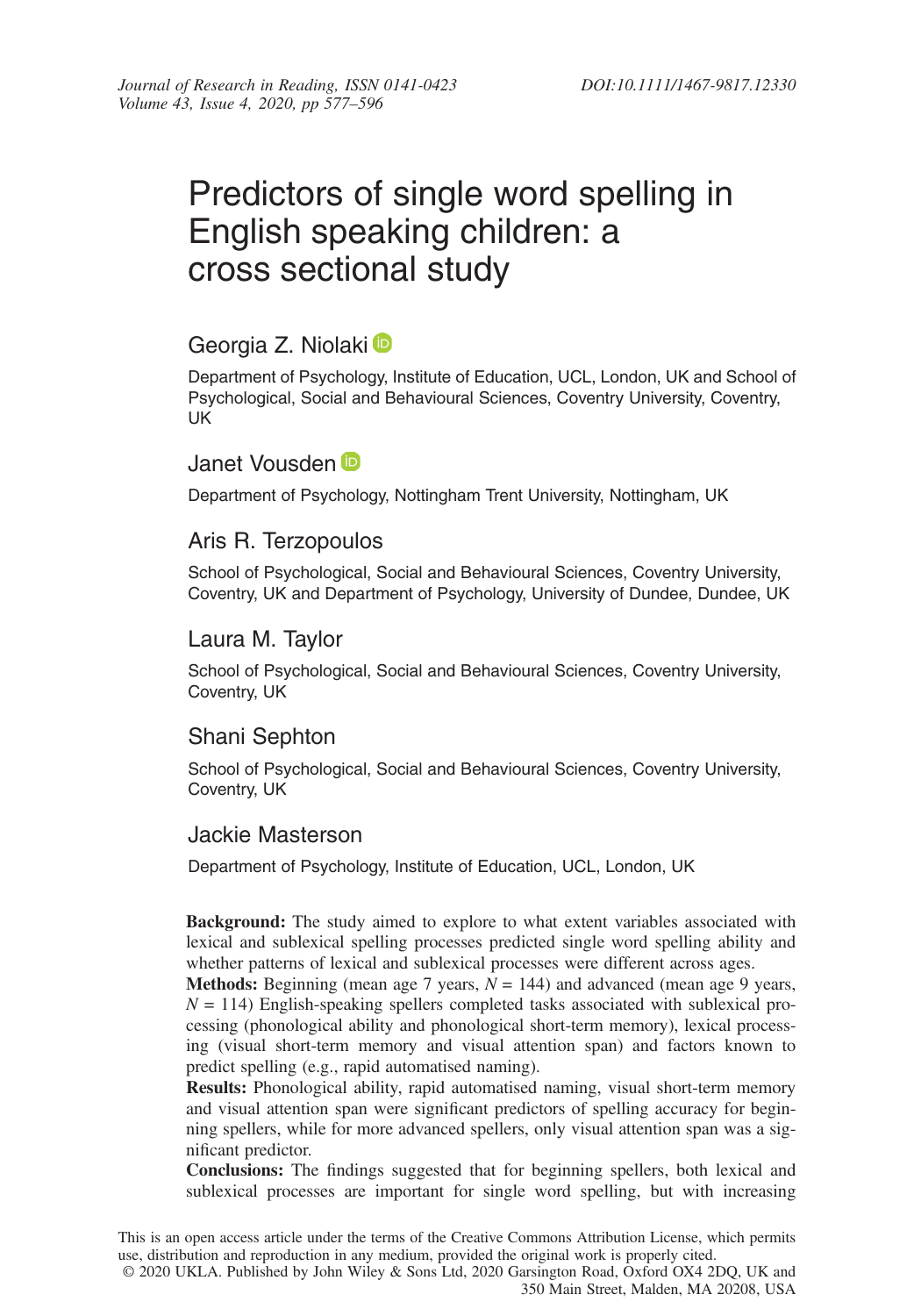# Predictors of single word spelling in English speaking children: a cross sectional study

Georgia Z. Niolaki

Department of Psychology, Institute of Education, UCL, London, UK and School of Psychological, Social and Behavioural Sciences, Coventry University, Coventry, UK

Janet Vousden

Department of Psychology, Nottingham Trent University, Nottingham, UK

Aris R. Terzopoulos

School of Psychological, Social and Behavioural Sciences, Coventry University, Coventry, UK and Department of Psychology, University of Dundee, Dundee, UK

Laura M. Taylor

School of Psychological, Social and Behavioural Sciences, Coventry University, Coventry, UK

Shani Sephton

School of Psychological, Social and Behavioural Sciences, Coventry University, Coventry, UK

Jackie Masterson

Department of Psychology, Institute of Education, UCL, London, UK

**Background:** The study aimed to explore to what extent variables associated with lexical and sublexical spelling processes predicted single word spelling ability and whether patterns of lexical and sublexical processes were different across ages.

**Methods:** Beginning (mean age 7 years, $N = 144$) and advanced (mean age 9 years, $N = 114$) English-speaking spellers completed tasks associated with sublexical processing (phonological ability and phonological short-term memory), lexical processing (visual short-term memory and visual attention span) and factors known to predict spelling (e.g., rapid automatised naming).

**Results:** Phonological ability, rapid automatised naming, visual short-term memory and visual attention span were significant predictors of spelling accuracy for beginning spellers, while for more advanced spellers, only visual attention span was a significant predictor.

**Conclusions:** The findings suggested that for beginning spellers, both lexical and sublexical processes are important for single word spelling, but with increasing

This is an open access article under the terms of the Creative Commons Attribution License, which permits use, distribution and reproduction in any medium, provided the original work is properly cited.

© 2020 UKLA. Published by John Wiley & Sons Ltd, 2020 Garsington Road, Oxford OX4 2DQ, UK and 350 Main Street, Malden, MA 20208, USA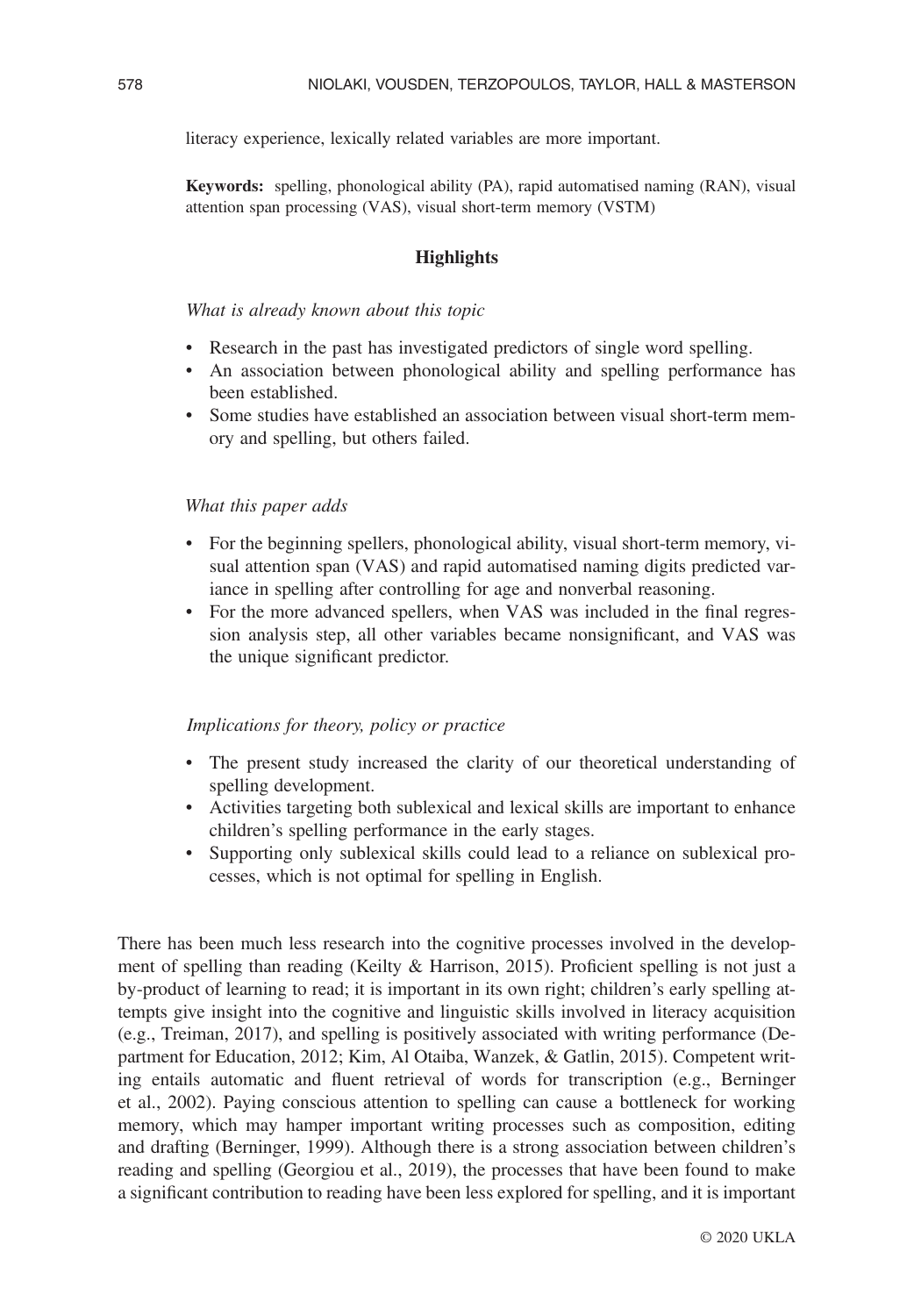literacy experience, lexically related variables are more important.

**Keywords:** spelling, phonological ability (PA), rapid automatised naming (RAN), visual attention span processing (VAS), visual short-term memory (VSTM)

## Highlights

*What is already known about this topic*

- Research in the past has investigated predictors of single word spelling.
- An association between phonological ability and spelling performance has been established.
- Some studies have established an association between visual short-term memory and spelling, but others failed.

*What this paper adds*

- For the beginning spellers, phonological ability, visual short-term memory, visual attention span (VAS) and rapid automatised naming digits predicted variance in spelling after controlling for age and nonverbal reasoning.
- For the more advanced spellers, when VAS was included in the final regression analysis step, all other variables became nonsignificant, and VAS was the unique significant predictor.

*Implications for theory, policy or practice*

- The present study increased the clarity of our theoretical understanding of spelling development.
- Activities targeting both sublexical and lexical skills are important to enhance children's spelling performance in the early stages.
- Supporting only sublexical skills could lead to a reliance on sublexical processes, which is not optimal for spelling in English.

There has been much less research into the cognitive processes involved in the development of spelling than reading (Keilty & Harrison, 2015). Proficient spelling is not just a by-product of learning to read; it is important in its own right; children's early spelling attempts give insight into the cognitive and linguistic skills involved in literacy acquisition (e.g., Treiman, 2017), and spelling is positively associated with writing performance (Department for Education, 2012; Kim, Al Otaiba, Wanzek, & Gatlin, 2015). Competent writing entails automatic and fluent retrieval of words for transcription (e.g., Berninger et al., 2002). Paying conscious attention to spelling can cause a bottleneck for working memory, which may hamper important writing processes such as composition, editing and drafting (Berninger, 1999). Although there is a strong association between children's reading and spelling (Georgiou et al., 2019), the processes that have been found to make a significant contribution to reading have been less explored for spelling, and it is important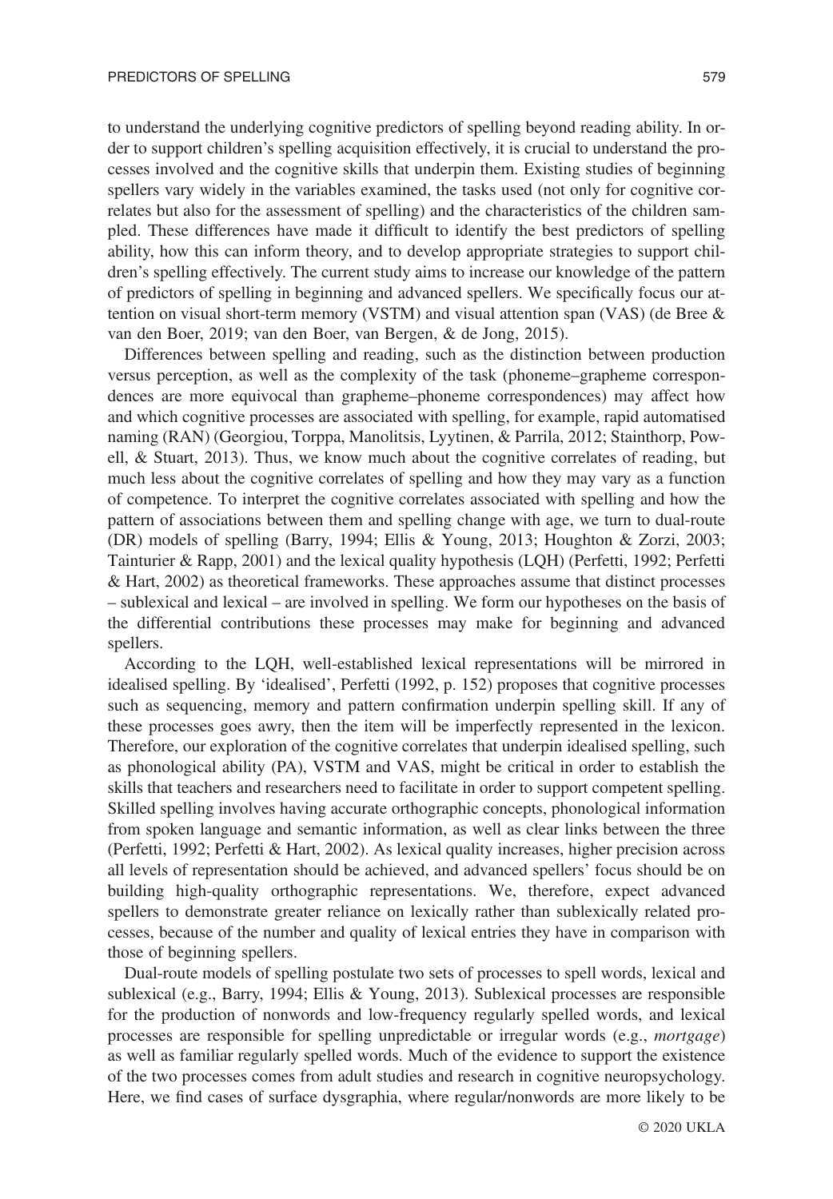to understand the underlying cognitive predictors of spelling beyond reading ability. In order to support children's spelling acquisition effectively, it is crucial to understand the processes involved and the cognitive skills that underpin them. Existing studies of beginning spellers vary widely in the variables examined, the tasks used (not only for cognitive correlates but also for the assessment of spelling) and the characteristics of the children sampled. These differences have made it difficult to identify the best predictors of spelling ability, how this can inform theory, and to develop appropriate strategies to support children's spelling effectively. The current study aims to increase our knowledge of the pattern of predictors of spelling in beginning and advanced spellers. We specifically focus our attention on visual short-term memory (VSTM) and visual attention span (VAS) (de Bree & van den Boer, 2019; van den Boer, van Bergen, & de Jong, 2015).

Differences between spelling and reading, such as the distinction between production versus perception, as well as the complexity of the task (phoneme–grapheme correspondences are more equivocal than grapheme–phoneme correspondences) may affect how and which cognitive processes are associated with spelling, for example, rapid automatised naming (RAN) (Georgiou, Torppa, Manolitsis, Lyytinen, & Parrila, 2012; Stainthorp, Powell, & Stuart, 2013). Thus, we know much about the cognitive correlates of reading, but much less about the cognitive correlates of spelling and how they may vary as a function of competence. To interpret the cognitive correlates associated with spelling and how the pattern of associations between them and spelling change with age, we turn to dual-route (DR) models of spelling (Barry, 1994; Ellis & Young, 2013; Houghton & Zorzi, 2003; Tainturier & Rapp, 2001) and the lexical quality hypothesis (LQH) (Perfetti, 1992; Perfetti & Hart, 2002) as theoretical frameworks. These approaches assume that distinct processes – sublexical and lexical – are involved in spelling. We form our hypotheses on the basis of the differential contributions these processes may make for beginning and advanced spellers.

According to the LQH, well-established lexical representations will be mirrored in idealised spelling. By 'idealised', Perfetti (1992, p. 152) proposes that cognitive processes such as sequencing, memory and pattern confirmation underpin spelling skill. If any of these processes goes awry, then the item will be imperfectly represented in the lexicon. Therefore, our exploration of the cognitive correlates that underpin idealised spelling, such as phonological ability (PA), VSTM and VAS, might be critical in order to establish the skills that teachers and researchers need to facilitate in order to support competent spelling. Skilled spelling involves having accurate orthographic concepts, phonological information from spoken language and semantic information, as well as clear links between the three (Perfetti, 1992; Perfetti & Hart, 2002). As lexical quality increases, higher precision across all levels of representation should be achieved, and advanced spellers' focus should be on building high-quality orthographic representations. We, therefore, expect advanced spellers to demonstrate greater reliance on lexically rather than sublexically related processes, because of the number and quality of lexical entries they have in comparison with those of beginning spellers.

Dual-route models of spelling postulate two sets of processes to spell words, lexical and sublexical (e.g., Barry, 1994; Ellis & Young, 2013). Sublexical processes are responsible for the production of nonwords and low-frequency regularly spelled words, and lexical processes are responsible for spelling unpredictable or irregular words (e.g., *mortgage*) as well as familiar regularly spelled words. Much of the evidence to support the existence of the two processes comes from adult studies and research in cognitive neuropsychology. Here, we find cases of surface dysgraphia, where regular/nonwords are more likely to be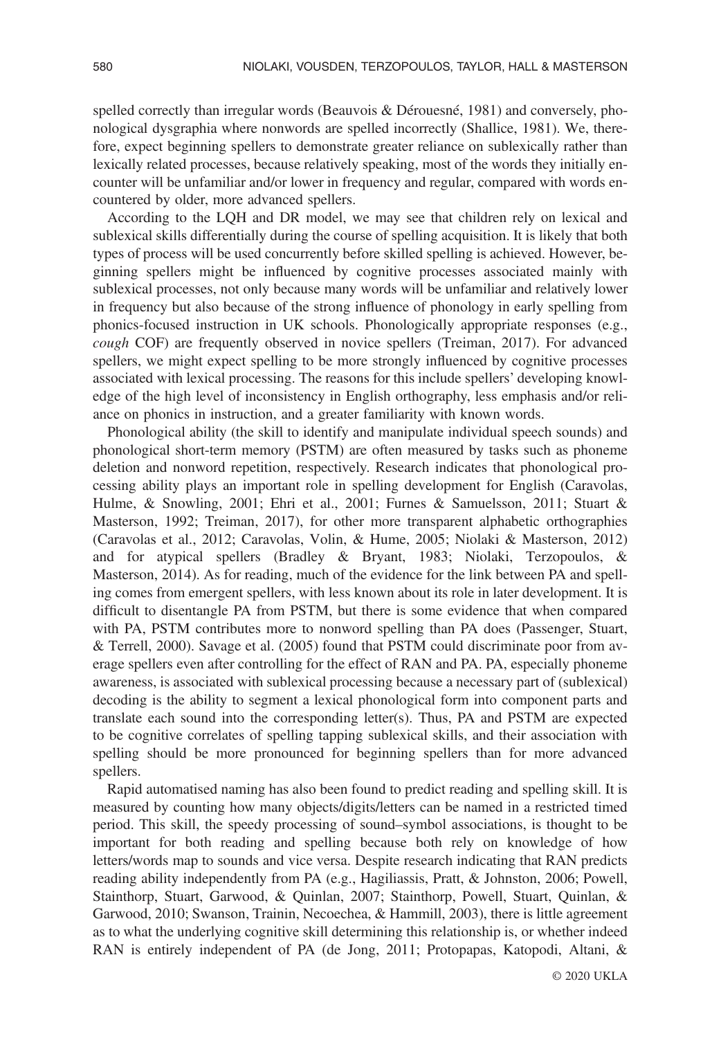spelled correctly than irregular words (Beauvois & Dérouesné, 1981) and conversely, phonological dysgraphia where nonwords are spelled incorrectly (Shallice, 1981). We, therefore, expect beginning spellers to demonstrate greater reliance on sublexically rather than lexically related processes, because relatively speaking, most of the words they initially encounter will be unfamiliar and/or lower in frequency and regular, compared with words encountered by older, more advanced spellers.

According to the LQH and DR model, we may see that children rely on lexical and sublexical skills differentially during the course of spelling acquisition. It is likely that both types of process will be used concurrently before skilled spelling is achieved. However, beginning spellers might be influenced by cognitive processes associated mainly with sublexical processes, not only because many words will be unfamiliar and relatively lower in frequency but also because of the strong influence of phonology in early spelling from phonics-focused instruction in UK schools. Phonologically appropriate responses (e.g., *cough* COF) are frequently observed in novice spellers (Treiman, 2017). For advanced spellers, we might expect spelling to be more strongly influenced by cognitive processes associated with lexical processing. The reasons for this include spellers' developing knowledge of the high level of inconsistency in English orthography, less emphasis and/or reliance on phonics in instruction, and a greater familiarity with known words.

Phonological ability (the skill to identify and manipulate individual speech sounds) and phonological short-term memory (PSTM) are often measured by tasks such as phoneme deletion and nonword repetition, respectively. Research indicates that phonological processing ability plays an important role in spelling development for English (Caravolas, Hulme, & Snowling, 2001; Ehri et al., 2001; Furnes & Samuelsson, 2011; Stuart & Masterson, 1992; Treiman, 2017), for other more transparent alphabetic orthographies (Caravolas et al., 2012; Caravolas, Volin, & Hume, 2005; Niolaki & Masterson, 2012) and for atypical spellers (Bradley & Bryant, 1983; Niolaki, Terzopoulos, & Masterson, 2014). As for reading, much of the evidence for the link between PA and spelling comes from emergent spellers, with less known about its role in later development. It is difficult to disentangle PA from PSTM, but there is some evidence that when compared with PA, PSTM contributes more to nonword spelling than PA does (Passenger, Stuart, & Terrell, 2000). Savage et al. (2005) found that PSTM could discriminate poor from average spellers even after controlling for the effect of RAN and PA. PA, especially phoneme awareness, is associated with sublexical processing because a necessary part of (sublexical) decoding is the ability to segment a lexical phonological form into component parts and translate each sound into the corresponding letter(s). Thus, PA and PSTM are expected to be cognitive correlates of spelling tapping sublexical skills, and their association with spelling should be more pronounced for beginning spellers than for more advanced spellers.

Rapid automatised naming has also been found to predict reading and spelling skill. It is measured by counting how many objects/digits/letters can be named in a restricted timed period. This skill, the speedy processing of sound–symbol associations, is thought to be important for both reading and spelling because both rely on knowledge of how letters/words map to sounds and vice versa. Despite research indicating that RAN predicts reading ability independently from PA (e.g., Hagiliassis, Pratt, & Johnston, 2006; Powell, Stainthorp, Stuart, Garwood, & Quinlan, 2007; Stainthorp, Powell, Stuart, Quinlan, & Garwood, 2010; Swanson, Trainin, Necoechea, & Hammill, 2003), there is little agreement as to what the underlying cognitive skill determining this relationship is, or whether indeed RAN is entirely independent of PA (de Jong, 2011; Protopapas, Katopodi, Altani, &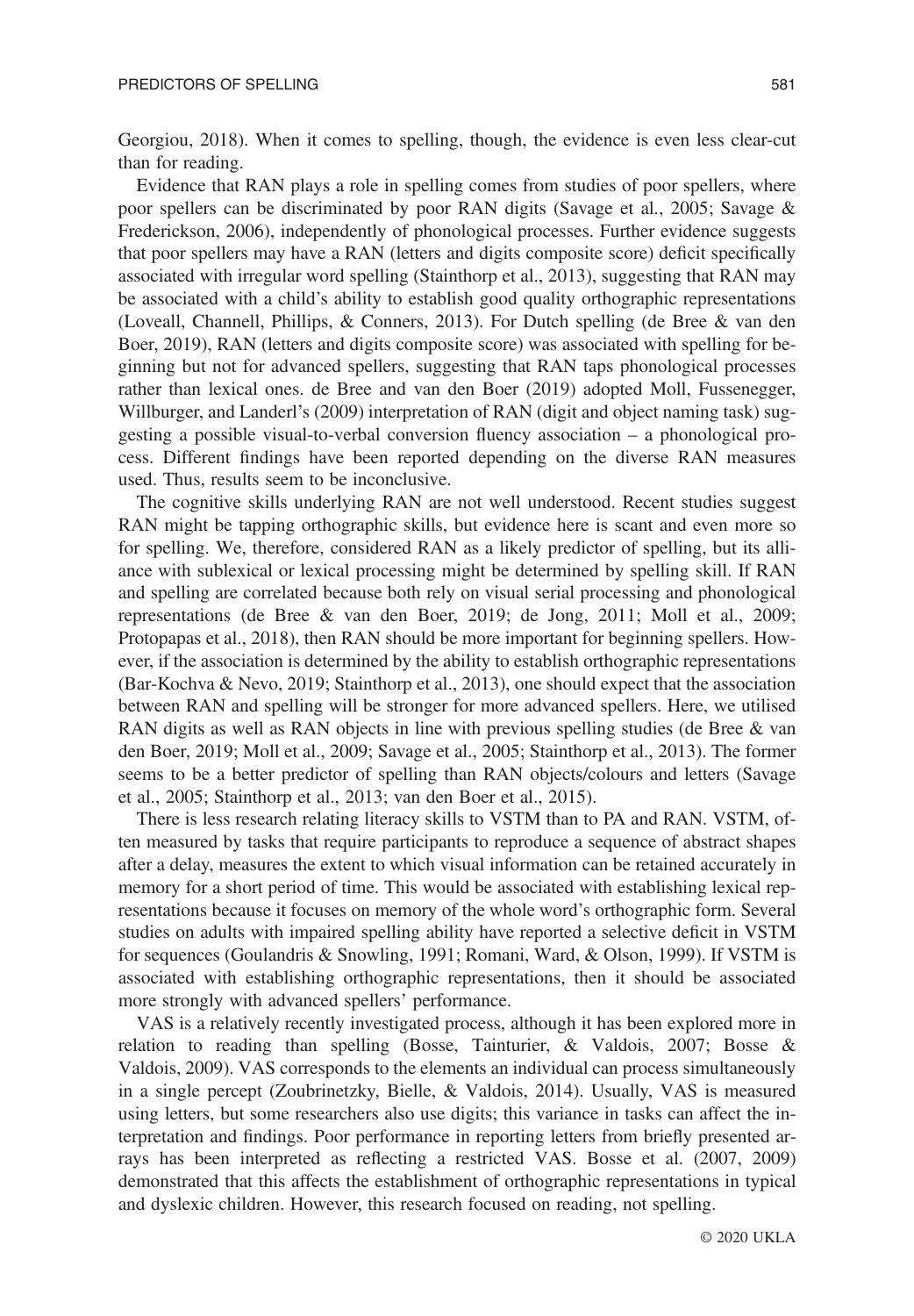Georgiou, 2018). When it comes to spelling, though, the evidence is even less clear-cut than for reading.

Evidence that RAN plays a role in spelling comes from studies of poor spellers, where poor spellers can be discriminated by poor RAN digits (Savage et al., 2005; Savage & Frederickson, 2006), independently of phonological processes. Further evidence suggests that poor spellers may have a RAN (letters and digits composite score) deficit specifically associated with irregular word spelling (Stainthorp et al., 2013), suggesting that RAN may be associated with a child's ability to establish good quality orthographic representations (Loveall, Channell, Phillips, & Conners, 2013). For Dutch spelling (de Bree & van den Boer, 2019), RAN (letters and digits composite score) was associated with spelling for beginning but not for advanced spellers, suggesting that RAN taps phonological processes rather than lexical ones. de Bree and van den Boer (2019) adopted Moll, Fussenegger, Willburger, and Landerl's (2009) interpretation of RAN (digit and object naming task) suggesting a possible visual-to-verbal conversion fluency association – a phonological process. Different findings have been reported depending on the diverse RAN measures used. Thus, results seem to be inconclusive.

The cognitive skills underlying RAN are not well understood. Recent studies suggest RAN might be tapping orthographic skills, but evidence here is scant and even more so for spelling. We, therefore, considered RAN as a likely predictor of spelling, but its alliance with sublexical or lexical processing might be determined by spelling skill. If RAN and spelling are correlated because both rely on visual serial processing and phonological representations (de Bree & van den Boer, 2019; de Jong, 2011; Moll et al., 2009; Protopapas et al., 2018), then RAN should be more important for beginning spellers. However, if the association is determined by the ability to establish orthographic representations (Bar-Kochva & Nevo, 2019; Stainthorp et al., 2013), one should expect that the association between RAN and spelling will be stronger for more advanced spellers. Here, we utilised RAN digits as well as RAN objects in line with previous spelling studies (de Bree & van den Boer, 2019; Moll et al., 2009; Savage et al., 2005; Stainthorp et al., 2013). The former seems to be a better predictor of spelling than RAN objects/colours and letters (Savage et al., 2005; Stainthorp et al., 2013; van den Boer et al., 2015).

There is less research relating literacy skills to VSTM than to PA and RAN. VSTM, often measured by tasks that require participants to reproduce a sequence of abstract shapes after a delay, measures the extent to which visual information can be retained accurately in memory for a short period of time. This would be associated with establishing lexical representations because it focuses on memory of the whole word's orthographic form. Several studies on adults with impaired spelling ability have reported a selective deficit in VSTM for sequences (Goulandris & Snowling, 1991; Romani, Ward, & Olson, 1999). If VSTM is associated with establishing orthographic representations, then it should be associated more strongly with advanced spellers' performance.

VAS is a relatively recently investigated process, although it has been explored more in relation to reading than spelling (Bosse, Tainturier, & Valdois, 2007; Bosse & Valdois, 2009). VAS corresponds to the elements an individual can process simultaneously in a single percept (Zoubrinetzky, Bielle, & Valdois, 2014). Usually, VAS is measured using letters, but some researchers also use digits; this variance in tasks can affect the interpretation and findings. Poor performance in reporting letters from briefly presented arrays has been interpreted as reflecting a restricted VAS. Bosse et al. (2007, 2009) demonstrated that this affects the establishment of orthographic representations in typical and dyslexic children. However, this research focused on reading, not spelling.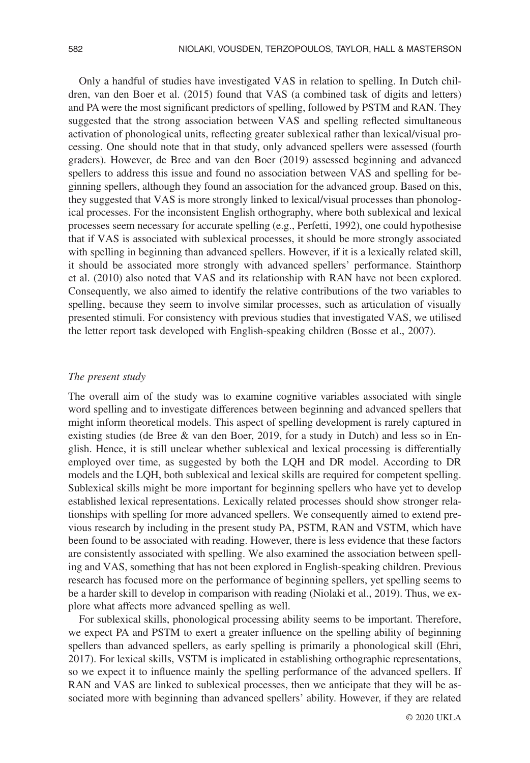Only a handful of studies have investigated VAS in relation to spelling. In Dutch children, van den Boer et al. (2015) found that VAS (a combined task of digits and letters) and PA were the most significant predictors of spelling, followed by PSTM and RAN. They suggested that the strong association between VAS and spelling reflected simultaneous activation of phonological units, reflecting greater sublexical rather than lexical/visual processing. One should note that in that study, only advanced spellers were assessed (fourth graders). However, de Bree and van den Boer (2019) assessed beginning and advanced spellers to address this issue and found no association between VAS and spelling for beginning spellers, although they found an association for the advanced group. Based on this, they suggested that VAS is more strongly linked to lexical/visual processes than phonological processes. For the inconsistent English orthography, where both sublexical and lexical processes seem necessary for accurate spelling (e.g., Perfetti, 1992), one could hypothesise that if VAS is associated with sublexical processes, it should be more strongly associated with spelling in beginning than advanced spellers. However, if it is a lexically related skill, it should be associated more strongly with advanced spellers' performance. Stainthorp et al. (2010) also noted that VAS and its relationship with RAN have not been explored. Consequently, we also aimed to identify the relative contributions of the two variables to spelling, because they seem to involve similar processes, such as articulation of visually presented stimuli. For consistency with previous studies that investigated VAS, we utilised the letter report task developed with English-speaking children (Bosse et al., 2007).

### *The present study*

The overall aim of the study was to examine cognitive variables associated with single word spelling and to investigate differences between beginning and advanced spellers that might inform theoretical models. This aspect of spelling development is rarely captured in existing studies (de Bree & van den Boer, 2019, for a study in Dutch) and less so in English. Hence, it is still unclear whether sublexical and lexical processing is differentially employed over time, as suggested by both the LQH and DR model. According to DR models and the LQH, both sublexical and lexical skills are required for competent spelling. Sublexical skills might be more important for beginning spellers who have yet to develop established lexical representations. Lexically related processes should show stronger relationships with spelling for more advanced spellers. We consequently aimed to extend previous research by including in the present study PA, PSTM, RAN and VSTM, which have been found to be associated with reading. However, there is less evidence that these factors are consistently associated with spelling. We also examined the association between spelling and VAS, something that has not been explored in English-speaking children. Previous research has focused more on the performance of beginning spellers, yet spelling seems to be a harder skill to develop in comparison with reading (Niolaki et al., 2019). Thus, we explore what affects more advanced spelling as well.

For sublexical skills, phonological processing ability seems to be important. Therefore, we expect PA and PSTM to exert a greater influence on the spelling ability of beginning spellers than advanced spellers, as early spelling is primarily a phonological skill (Ehri, 2017). For lexical skills, VSTM is implicated in establishing orthographic representations, so we expect it to influence mainly the spelling performance of the advanced spellers. If RAN and VAS are linked to sublexical processes, then we anticipate that they will be associated more with beginning than advanced spellers' ability. However, if they are related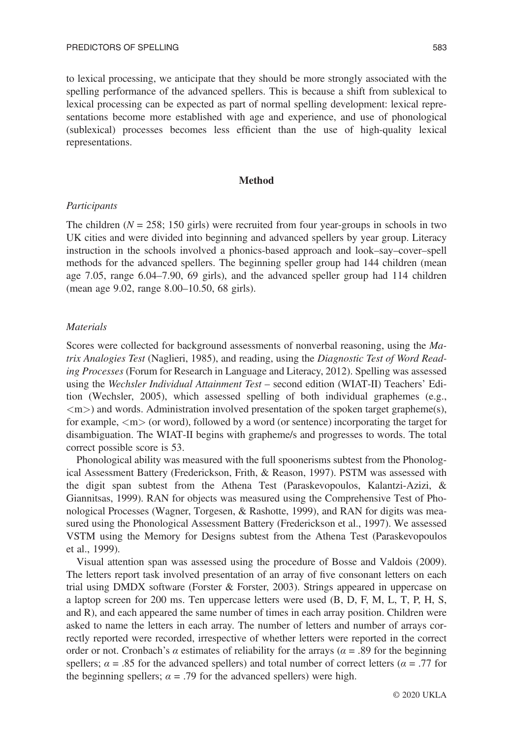to lexical processing, we anticipate that they should be more strongly associated with the spelling performance of the advanced spellers. This is because a shift from sublexical to lexical processing can be expected as part of normal spelling development: lexical representations become more established with age and experience, and use of phonological (sublexical) processes becomes less efficient than the use of high-quality lexical representations.

## Method

### *Participants*

The children ($N = 258$; 150 girls) were recruited from four year-groups in schools in two UK cities and were divided into beginning and advanced spellers by year group. Literacy instruction in the schools involved a phonics-based approach and look–say–cover–spell methods for the advanced spellers. The beginning speller group had 144 children (mean age 7.05, range 6.04–7.90, 69 girls), and the advanced speller group had 114 children (mean age 9.02, range 8.00–10.50, 68 girls).

### *Materials*

Scores were collected for background assessments of nonverbal reasoning, using the *Matrix Analogies Test* (Naglieri, 1985), and reading, using the *Diagnostic Test of Word Reading Processes* (Forum for Research in Language and Literacy, 2012). Spelling was assessed using the *Wechsler Individual Attainment Test* – second edition (WIAT-II) Teachers' Edition (Wechsler, 2005), which assessed spelling of both individual graphemes (e.g., <m>) and words. Administration involved presentation of the spoken target grapheme(s), for example, <m> (or word), followed by a word (or sentence) incorporating the target for disambiguation. The WIAT-II begins with grapheme/s and progresses to words. The total correct possible score is 53.

Phonological ability was measured with the full spoonerisms subtest from the Phonological Assessment Battery (Frederickson, Frith, & Reason, 1997). PSTM was assessed with the digit span subtest from the Athena Test (Paraskevopoulos, Kalantzi-Azizi, & Giannitsas, 1999). RAN for objects was measured using the Comprehensive Test of Phonological Processes (Wagner, Torgesen, & Rashotte, 1999), and RAN for digits was measured using the Phonological Assessment Battery (Frederickson et al., 1997). We assessed VSTM using the Memory for Designs subtest from the Athena Test (Paraskevopoulos et al., 1999).

Visual attention span was assessed using the procedure of Bosse and Valdois (2009). The letters report task involved presentation of an array of five consonant letters on each trial using DMDX software (Forster & Forster, 2003). Strings appeared in uppercase on a laptop screen for 200 ms. Ten uppercase letters were used (B, D, F, M, L, T, P, H, S, and R), and each appeared the same number of times in each array position. Children were asked to name the letters in each array. The number of letters and number of arrays correctly reported were recorded, irrespective of whether letters were reported in the correct order or not. Cronbach's $\alpha$ estimates of reliability for the arrays ($\alpha = .89$ for the beginning spellers; $\alpha = .85$ for the advanced spellers) and total number of correct letters ($\alpha = .77$ for the beginning spellers; $\alpha = .79$ for the advanced spellers) were high.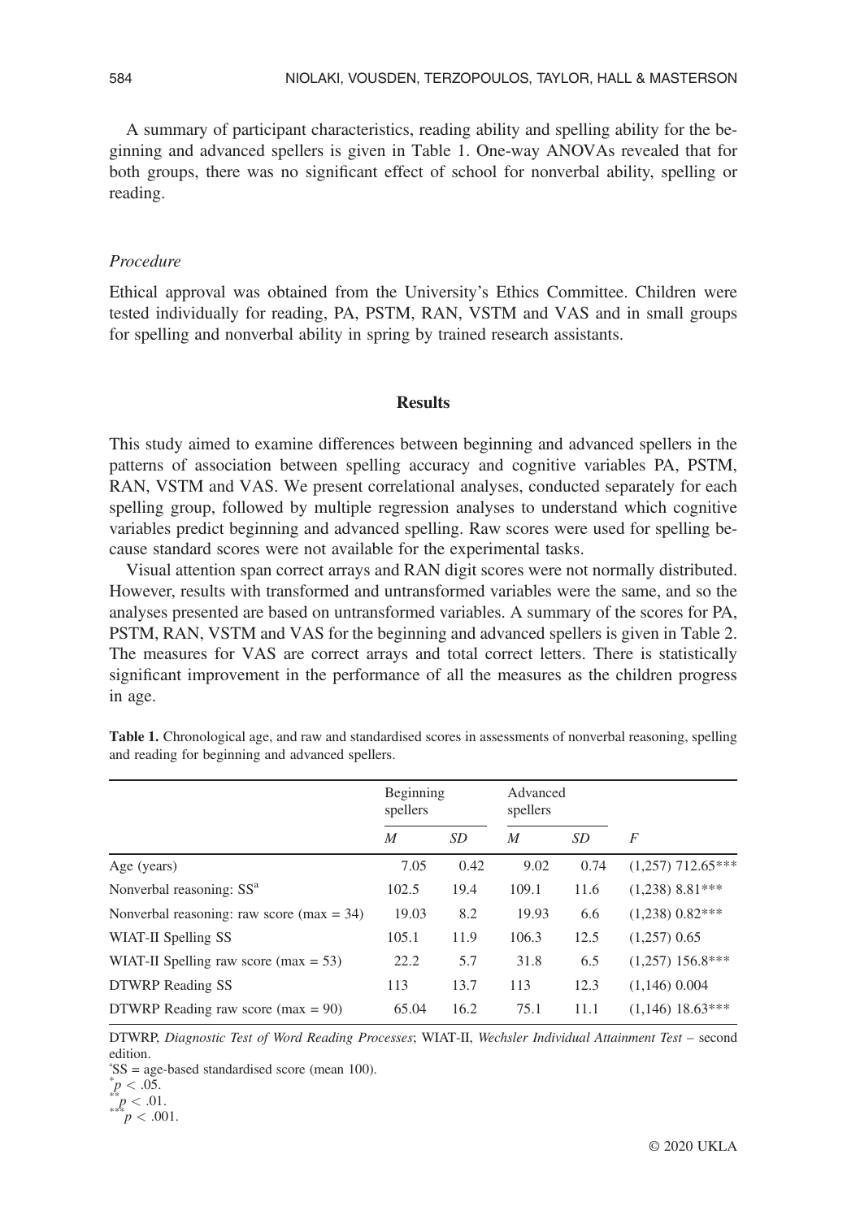A summary of participant characteristics, reading ability and spelling ability for the beginning and advanced spellers is given in Table 1. One-way ANOVAs revealed that for both groups, there was no significant effect of school for nonverbal ability, spelling or reading.

### *Procedure*

Ethical approval was obtained from the University's Ethics Committee. Children were tested individually for reading, PA, PSTM, RAN, VSTM and VAS and in small groups for spelling and nonverbal ability in spring by trained research assistants.

## Results

This study aimed to examine differences between beginning and advanced spellers in the patterns of association between spelling accuracy and cognitive variables PA, PSTM, RAN, VSTM and VAS. We present correlational analyses, conducted separately for each spelling group, followed by multiple regression analyses to understand which cognitive variables predict beginning and advanced spelling. Raw scores were used for spelling because standard scores were not available for the experimental tasks.

Visual attention span correct arrays and RAN digit scores were not normally distributed. However, results with transformed and untransformed variables were the same, and so the analyses presented are based on untransformed variables. A summary of the scores for PA, PSTM, RAN, VSTM and VAS for the beginning and advanced spellers is given in Table 2. The measures for VAS are correct arrays and total correct letters. There is statistically significant improvement in the performance of all the measures as the children progress in age.

**Table 1.** Chronological age, and raw and standardised scores in assessments of nonverbal reasoning, spelling and reading for beginning and advanced spellers.

| | Beginning spellers | | Advanced spellers | | |
|---|---|---|---|---|---|
| | *M* | *SD* | *M* | *SD* | *F* |
| Age (years) | 7.05 | 0.42 | 9.02 | 0.74 | (1,257) 712.65*** |
| Nonverbal reasoning: SS[a] | 102.5 | 19.4 | 109.1 | 11.6 | (1,238) 8.81*** |
| Nonverbal reasoning: raw score (max = 34) | 19.03 | 8.2 | 19.93 | 6.6 | (1,238) 0.82*** |
| WIAT-II Spelling SS | 105.1 | 11.9 | 106.3 | 12.5 | (1,257) 0.65 |
| WIAT-II Spelling raw score (max = 53) | 22.2 | 5.7 | 31.8 | 6.5 | (1,257) 156.8*** |
| DTWRP Reading SS | 113 | 13.7 | 113 | 12.3 | (1,146) 0.004 |
| DTWRP Reading raw score (max = 90) | 65.04 | 16.2 | 75.1 | 11.1 | (1,146) 18.63*** |

DTWRP, *Diagnostic Test of Word Reading Processes*; WIAT-II, *Wechsler Individual Attainment Test* – second edition.

[a]SS = age-based standardised score (mean 100).

*$p < .05$.

**$p < .01$.

***$p < .001$.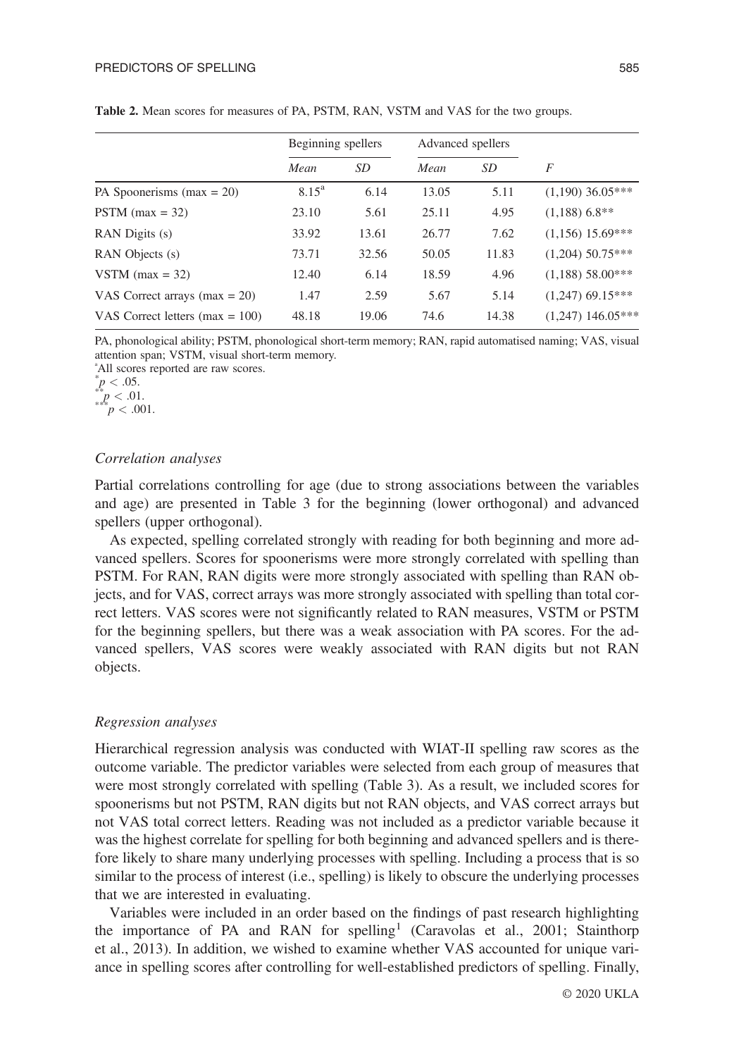**Table 2.** Mean scores for measures of PA, PSTM, RAN, VSTM and VAS for the two groups.

| | Beginning spellers | | Advanced spellers | | |
|---|---|---|---|---|---|
| | *Mean* | *SD* | *Mean* | *SD* | *F* |
| PA Spoonerisms (max = 20) | 8.15[a] | 6.14 | 13.05 | 5.11 | (1,190) 36.05*** |
| PSTM (max = 32) | 23.10 | 5.61 | 25.11 | 4.95 | (1,188) 6.8** |
| RAN Digits (s) | 33.92 | 13.61 | 26.77 | 7.62 | (1,156) 15.69*** |
| RAN Objects (s) | 73.71 | 32.56 | 50.05 | 11.83 | (1,204) 50.75*** |
| VSTM (max = 32) | 12.40 | 6.14 | 18.59 | 4.96 | (1,188) 58.00*** |
| VAS Correct arrays (max = 20) | 1.47 | 2.59 | 5.67 | 5.14 | (1,247) 69.15*** |
| VAS Correct letters (max = 100) | 48.18 | 19.06 | 74.6 | 14.38 | (1,247) 146.05*** |

PA, phonological ability; PSTM, phonological short-term memory; RAN, rapid automatised naming; VAS, visual attention span; VSTM, visual short-term memory.

[a]All scores reported are raw scores.

*$p < .05$.

**$p < .01$.

***$p < .001$.

### *Correlation analyses*

Partial correlations controlling for age (due to strong associations between the variables and age) are presented in Table 3 for the beginning (lower orthogonal) and advanced spellers (upper orthogonal).

As expected, spelling correlated strongly with reading for both beginning and more advanced spellers. Scores for spoonerisms were more strongly correlated with spelling than PSTM. For RAN, RAN digits were more strongly associated with spelling than RAN objects, and for VAS, correct arrays was more strongly associated with spelling than total correct letters. VAS scores were not significantly related to RAN measures, VSTM or PSTM for the beginning spellers, but there was a weak association with PA scores. For the advanced spellers, VAS scores were weakly associated with RAN digits but not RAN objects.

### *Regression analyses*

Hierarchical regression analysis was conducted with WIAT-II spelling raw scores as the outcome variable. The predictor variables were selected from each group of measures that were most strongly correlated with spelling (Table 3). As a result, we included scores for spoonerisms but not PSTM, RAN digits but not RAN objects, and VAS correct arrays but not VAS total correct letters. Reading was not included as a predictor variable because it was the highest correlate for spelling for both beginning and advanced spellers and is therefore likely to share many underlying processes with spelling. Including a process that is so similar to the process of interest (i.e., spelling) is likely to obscure the underlying processes that we are interested in evaluating.

Variables were included in an order based on the findings of past research highlighting the importance of PA and RAN for spelling[1] (Caravolas et al., 2001; Stainthorp et al., 2013). In addition, we wished to examine whether VAS accounted for unique variance in spelling scores after controlling for well-established predictors of spelling. Finally,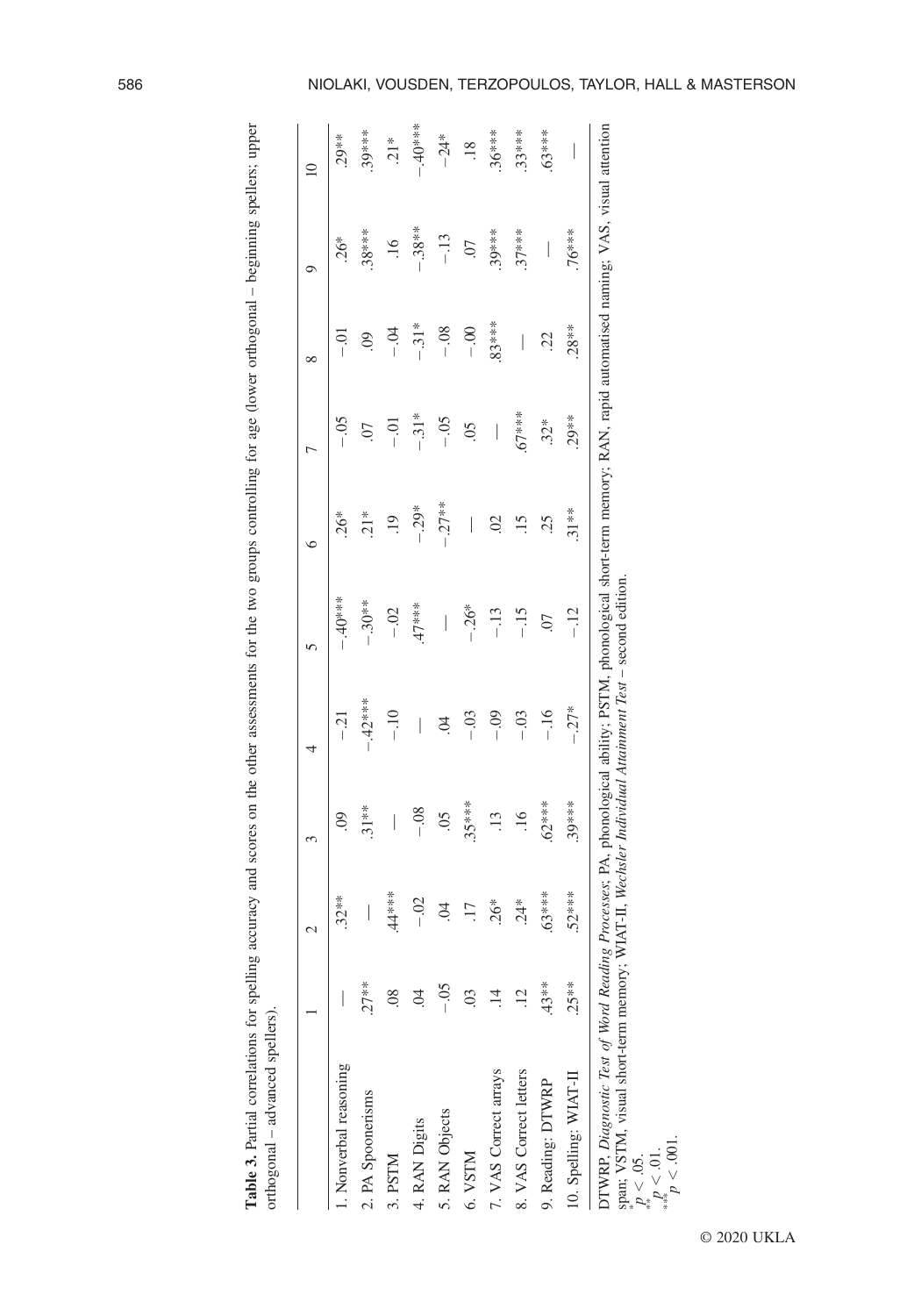**Table 3.** Partial correlations for spelling accuracy and scores on the other assessments for the two groups controlling for age (lower orthogonal – beginning spellers; upper orthogonal – advanced spellers).

| | 1 | 2 | 3 | 4 | 5 | 6 | 7 | 8 | 9 | 10 |
|---|---|---|---|---|---|---|---|---|---|---|
| 1. Nonverbal reasoning | — | .32** | .09 | −.21 | −.40*** | .26* | −.05 | −.01 | .26* | .29** |
| 2. PA Spoonerisms | .27** | — | .31** | −.42*** | −.30** | .21* | .07 | .09 | .38*** | .39*** |
| 3. PSTM | .08 | .44*** | — | −.10 | −.02 | .19 | −.01 | −.04 | .16 | .21* |
| 4. RAN Digits | .04 | −.02 | −.08 | — | .47*** | −.29* | −.31* | −.31* | −.38** | −.40*** |
| 5. RAN Objects | −.05 | .04 | .05 | .04 | — | −.27** | −.05 | −.08 | −.13 | −.24* |
| 6. VSTM | .03 | .17 | .35*** | −.03 | −.26* | — | .05 | −.00 | .07 | .18 |
| 7. VAS Correct arrays | .14 | .26* | .13 | −.09 | −.13 | .02 | — | .83*** | .39*** | .36*** |
| 8. VAS Correct letters | .12 | .24* | .16 | −.03 | −.15 | .15 | .67*** | — | .37*** | .33*** |
| 9. Reading: DTWRP | .43** | .63*** | .62*** | −.16 | .07 | .25 | .32* | .22 | — | .63*** |
| 10. Spelling: WIAT-II | .25** | .52*** | .39*** | −.27* | −.12 | .31** | .29** | .28** | .76*** | — |

DTWRP, *Diagnostic Test of Word Reading Processes*; PA, phonological ability; PSTM, phonological short-term memory; RAN, rapid automatised naming; VAS, visual attention span; VSTM, visual short-term memory; WIAT-II, *Wechsler Individual Attainment Test* – second edition.
*$p < .05$.
**$p < .01$.
***$p < .001$.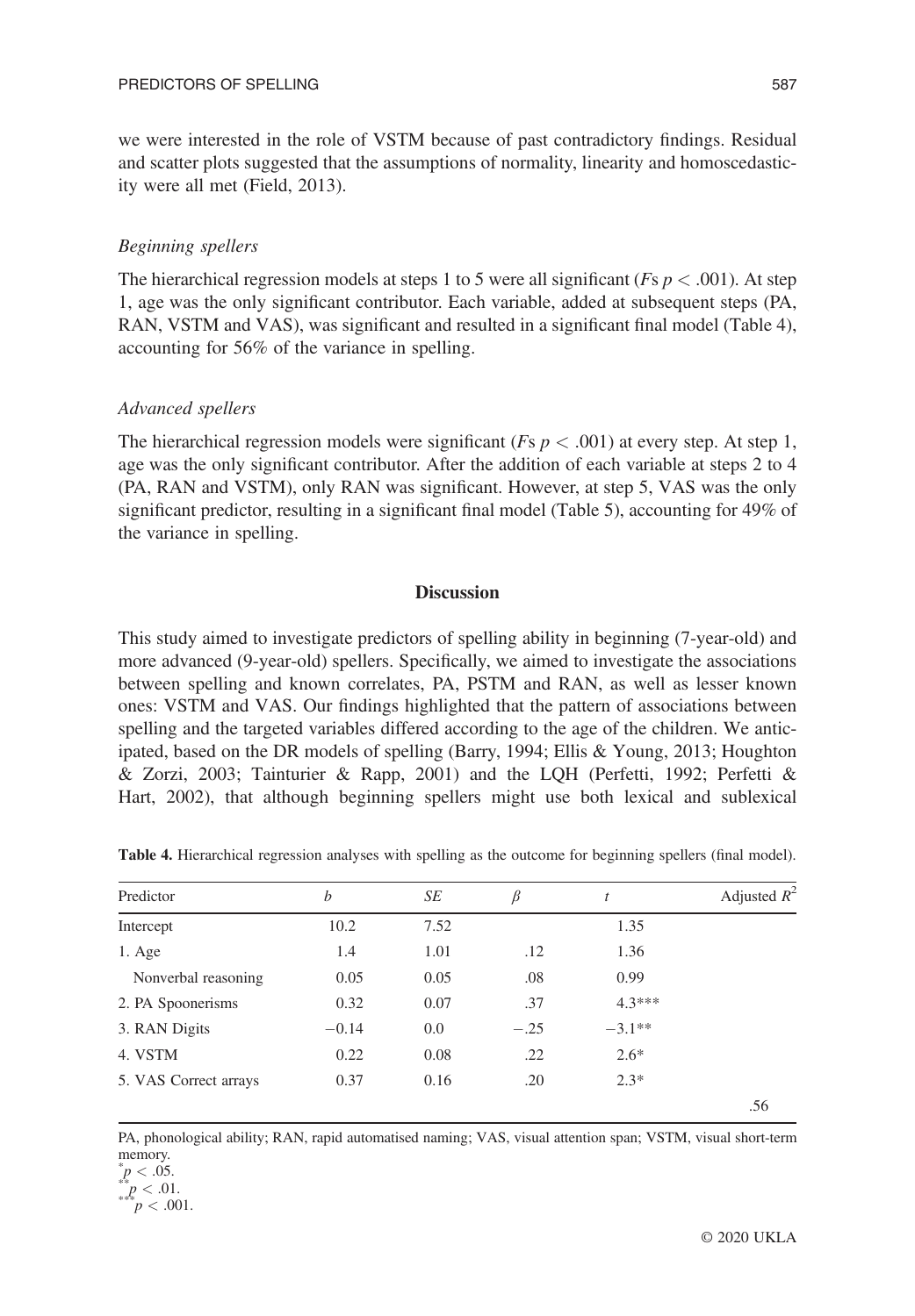we were interested in the role of VSTM because of past contradictory findings. Residual and scatter plots suggested that the assumptions of normality, linearity and homoscedasticity were all met (Field, 2013).

### *Beginning spellers*

The hierarchical regression models at steps 1 to 5 were all significant (*F*s $p < .001$). At step 1, age was the only significant contributor. Each variable, added at subsequent steps (PA, RAN, VSTM and VAS), was significant and resulted in a significant final model (Table 4), accounting for 56% of the variance in spelling.

### *Advanced spellers*

The hierarchical regression models were significant (*F*s $p < .001$) at every step. At step 1, age was the only significant contributor. After the addition of each variable at steps 2 to 4 (PA, RAN and VSTM), only RAN was significant. However, at step 5, VAS was the only significant predictor, resulting in a significant final model (Table 5), accounting for 49% of the variance in spelling.

## Discussion

This study aimed to investigate predictors of spelling ability in beginning (7-year-old) and more advanced (9-year-old) spellers. Specifically, we aimed to investigate the associations between spelling and known correlates, PA, PSTM and RAN, as well as lesser known ones: VSTM and VAS. Our findings highlighted that the pattern of associations between spelling and the targeted variables differed according to the age of the children. We anticipated, based on the DR models of spelling (Barry, 1994; Ellis & Young, 2013; Houghton & Zorzi, 2003; Tainturier & Rapp, 2001) and the LQH (Perfetti, 1992; Perfetti & Hart, 2002), that although beginning spellers might use both lexical and sublexical

**Table 4.** Hierarchical regression analyses with spelling as the outcome for beginning spellers (final model).

| Predictor | $b$ | $SE$ | $\beta$ | $t$ | Adjusted $R^2$ |
|---|---|---|---|---|---|
| Intercept | 10.2 | 7.52 | | 1.35 | |
| 1. Age | 1.4 | 1.01 | .12 | 1.36 | |
| Nonverbal reasoning | 0.05 | 0.05 | .08 | 0.99 | |
| 2. PA Spoonerisms | 0.32 | 0.07 | .37 | 4.3*** | |
| 3. RAN Digits | −0.14 | 0.0 | −.25 | −3.1** | |
| 4. VSTM | 0.22 | 0.08 | .22 | 2.6* | |
| 5. VAS Correct arrays | 0.37 | 0.16 | .20 | 2.3* | |
| | | | | | .56 |

PA, phonological ability; RAN, rapid automatised naming; VAS, visual attention span; VSTM, visual short-term memory.

*$p < .05$.

**$p < .01$.

***$p < .001$.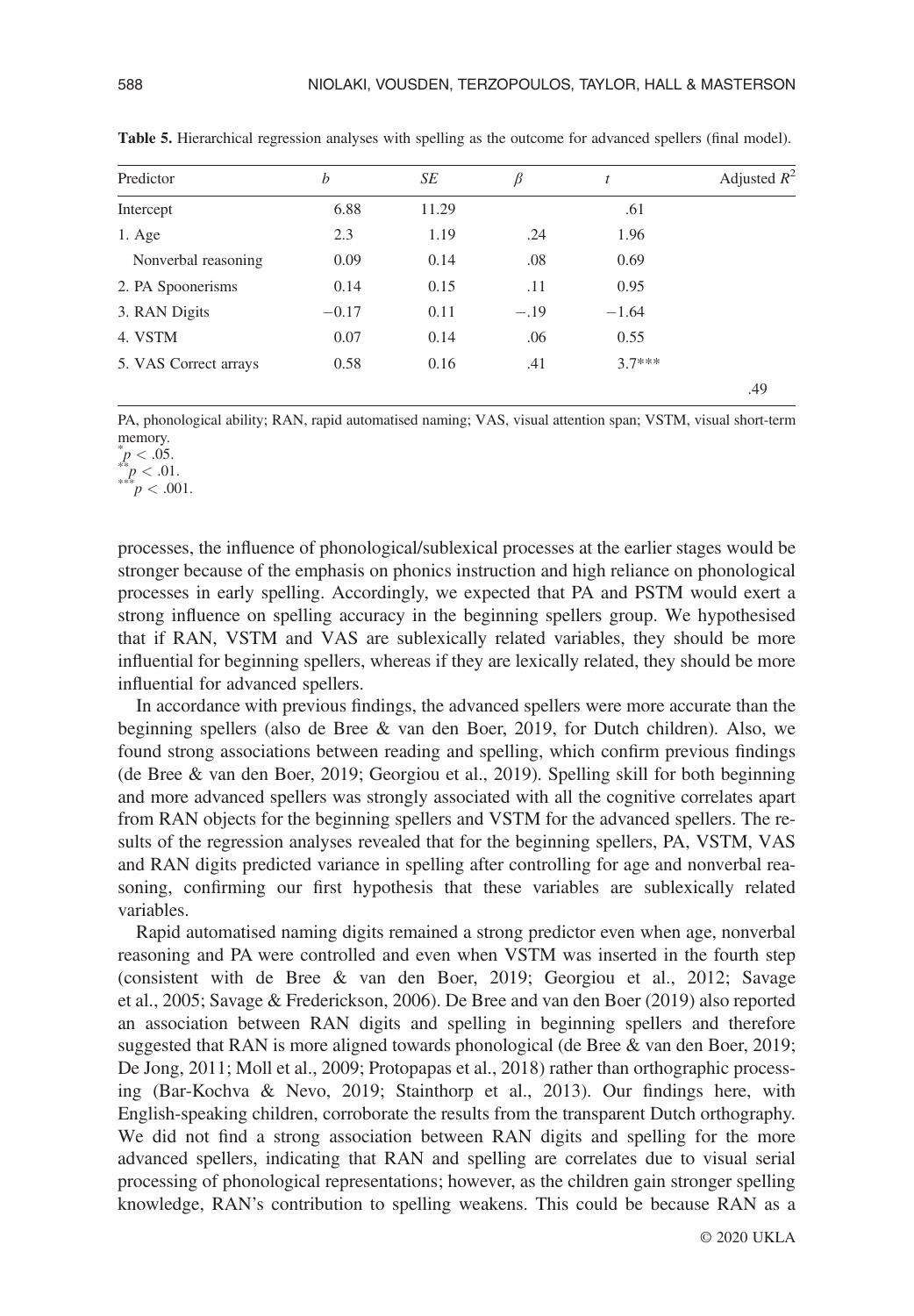**Table 5.** Hierarchical regression analyses with spelling as the outcome for advanced spellers (final model).

| Predictor | $b$ | $SE$ | $\beta$ | $t$ | Adjusted $R^2$ |
|---|---|---|---|---|---|
| Intercept | 6.88 | 11.29 | | .61 | |
| 1. Age | 2.3 | 1.19 | .24 | 1.96 | |
| Nonverbal reasoning | 0.09 | 0.14 | .08 | 0.69 | |
| 2. PA Spoonerisms | 0.14 | 0.15 | .11 | 0.95 | |
| 3. RAN Digits | −0.17 | 0.11 | −.19 | −1.64 | |
| 4. VSTM | 0.07 | 0.14 | .06 | 0.55 | |
| 5. VAS Correct arrays | 0.58 | 0.16 | .41 | 3.7*** | |
| | | | | | .49 |

PA, phonological ability; RAN, rapid automatised naming; VAS, visual attention span; VSTM, visual short-term memory.
*$p < .05$.
**$p < .01$.
***$p < .001$.

processes, the influence of phonological/sublexical processes at the earlier stages would be stronger because of the emphasis on phonics instruction and high reliance on phonological processes in early spelling. Accordingly, we expected that PA and PSTM would exert a strong influence on spelling accuracy in the beginning spellers group. We hypothesised that if RAN, VSTM and VAS are sublexically related variables, they should be more influential for beginning spellers, whereas if they are lexically related, they should be more influential for advanced spellers.

In accordance with previous findings, the advanced spellers were more accurate than the beginning spellers (also de Bree & van den Boer, 2019, for Dutch children). Also, we found strong associations between reading and spelling, which confirm previous findings (de Bree & van den Boer, 2019; Georgiou et al., 2019). Spelling skill for both beginning and more advanced spellers was strongly associated with all the cognitive correlates apart from RAN objects for the beginning spellers and VSTM for the advanced spellers. The results of the regression analyses revealed that for the beginning spellers, PA, VSTM, VAS and RAN digits predicted variance in spelling after controlling for age and nonverbal reasoning, confirming our first hypothesis that these variables are sublexically related variables.

Rapid automatised naming digits remained a strong predictor even when age, nonverbal reasoning and PA were controlled and even when VSTM was inserted in the fourth step (consistent with de Bree & van den Boer, 2019; Georgiou et al., 2012; Savage et al., 2005; Savage & Frederickson, 2006). De Bree and van den Boer (2019) also reported an association between RAN digits and spelling in beginning spellers and therefore suggested that RAN is more aligned towards phonological (de Bree & van den Boer, 2019; De Jong, 2011; Moll et al., 2009; Protopapas et al., 2018) rather than orthographic processing (Bar-Kochva & Nevo, 2019; Stainthorp et al., 2013). Our findings here, with English-speaking children, corroborate the results from the transparent Dutch orthography. We did not find a strong association between RAN digits and spelling for the more advanced spellers, indicating that RAN and spelling are correlates due to visual serial processing of phonological representations; however, as the children gain stronger spelling knowledge, RAN's contribution to spelling weakens. This could be because RAN as a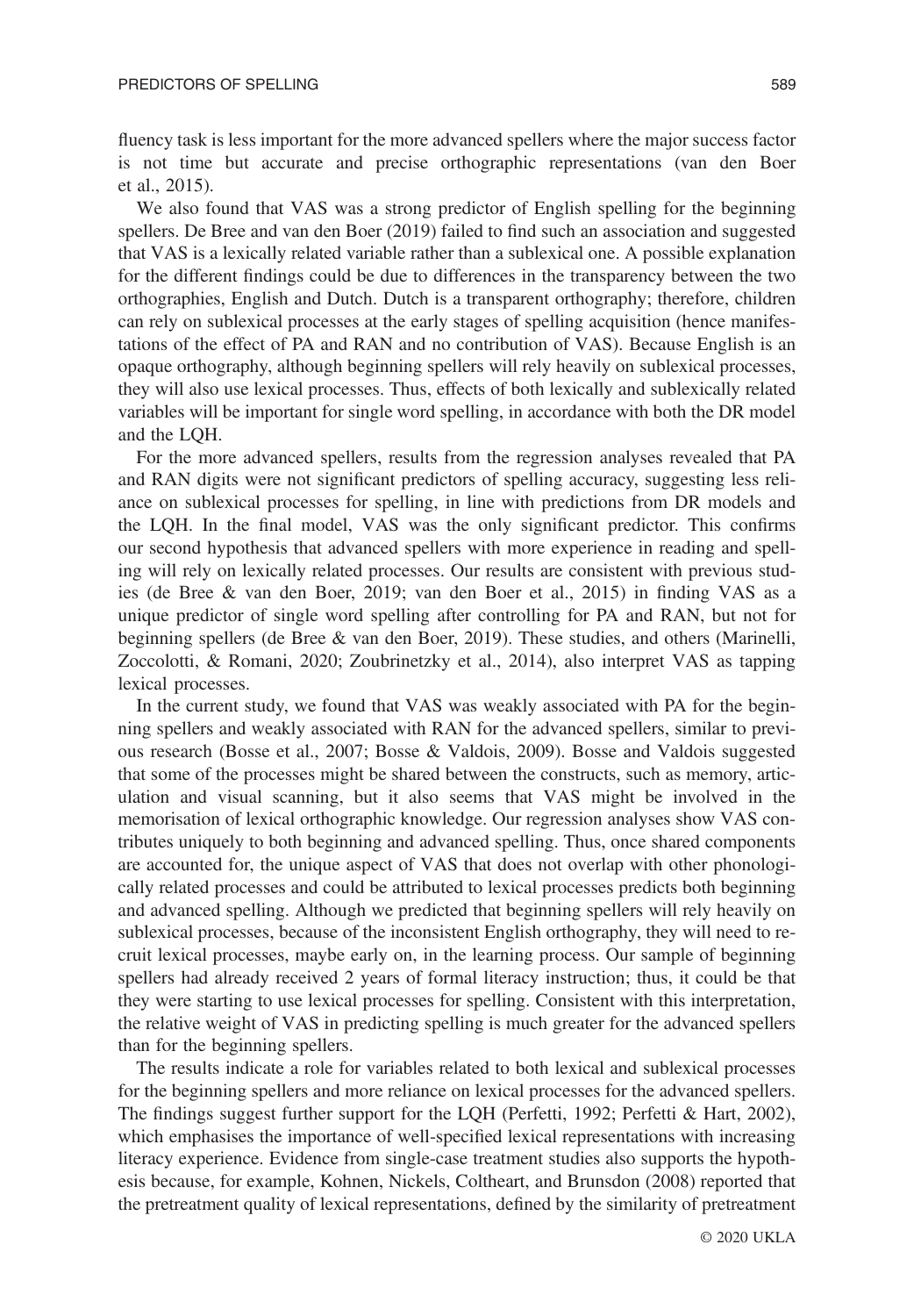fluency task is less important for the more advanced spellers where the major success factor is not time but accurate and precise orthographic representations (van den Boer et al., 2015).

We also found that VAS was a strong predictor of English spelling for the beginning spellers. De Bree and van den Boer (2019) failed to find such an association and suggested that VAS is a lexically related variable rather than a sublexical one. A possible explanation for the different findings could be due to differences in the transparency between the two orthographies, English and Dutch. Dutch is a transparent orthography; therefore, children can rely on sublexical processes at the early stages of spelling acquisition (hence manifestations of the effect of PA and RAN and no contribution of VAS). Because English is an opaque orthography, although beginning spellers will rely heavily on sublexical processes, they will also use lexical processes. Thus, effects of both lexically and sublexically related variables will be important for single word spelling, in accordance with both the DR model and the LQH.

For the more advanced spellers, results from the regression analyses revealed that PA and RAN digits were not significant predictors of spelling accuracy, suggesting less reliance on sublexical processes for spelling, in line with predictions from DR models and the LQH. In the final model, VAS was the only significant predictor. This confirms our second hypothesis that advanced spellers with more experience in reading and spelling will rely on lexically related processes. Our results are consistent with previous studies (de Bree & van den Boer, 2019; van den Boer et al., 2015) in finding VAS as a unique predictor of single word spelling after controlling for PA and RAN, but not for beginning spellers (de Bree & van den Boer, 2019). These studies, and others (Marinelli, Zoccolotti, & Romani, 2020; Zoubrinetzky et al., 2014), also interpret VAS as tapping lexical processes.

In the current study, we found that VAS was weakly associated with PA for the beginning spellers and weakly associated with RAN for the advanced spellers, similar to previous research (Bosse et al., 2007; Bosse & Valdois, 2009). Bosse and Valdois suggested that some of the processes might be shared between the constructs, such as memory, articulation and visual scanning, but it also seems that VAS might be involved in the memorisation of lexical orthographic knowledge. Our regression analyses show VAS contributes uniquely to both beginning and advanced spelling. Thus, once shared components are accounted for, the unique aspect of VAS that does not overlap with other phonologically related processes and could be attributed to lexical processes predicts both beginning and advanced spelling. Although we predicted that beginning spellers will rely heavily on sublexical processes, because of the inconsistent English orthography, they will need to recruit lexical processes, maybe early on, in the learning process. Our sample of beginning spellers had already received 2 years of formal literacy instruction; thus, it could be that they were starting to use lexical processes for spelling. Consistent with this interpretation, the relative weight of VAS in predicting spelling is much greater for the advanced spellers than for the beginning spellers.

The results indicate a role for variables related to both lexical and sublexical processes for the beginning spellers and more reliance on lexical processes for the advanced spellers. The findings suggest further support for the LQH (Perfetti, 1992; Perfetti & Hart, 2002), which emphasises the importance of well-specified lexical representations with increasing literacy experience. Evidence from single-case treatment studies also supports the hypothesis because, for example, Kohnen, Nickels, Coltheart, and Brunsdon (2008) reported that the pretreatment quality of lexical representations, defined by the similarity of pretreatment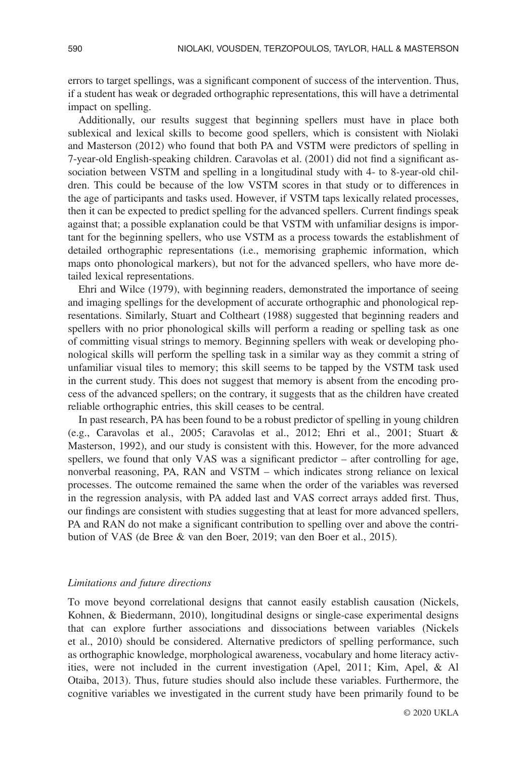errors to target spellings, was a significant component of success of the intervention. Thus, if a student has weak or degraded orthographic representations, this will have a detrimental impact on spelling.

Additionally, our results suggest that beginning spellers must have in place both sublexical and lexical skills to become good spellers, which is consistent with Niolaki and Masterson (2012) who found that both PA and VSTM were predictors of spelling in 7-year-old English-speaking children. Caravolas et al. (2001) did not find a significant association between VSTM and spelling in a longitudinal study with 4- to 8-year-old children. This could be because of the low VSTM scores in that study or to differences in the age of participants and tasks used. However, if VSTM taps lexically related processes, then it can be expected to predict spelling for the advanced spellers. Current findings speak against that; a possible explanation could be that VSTM with unfamiliar designs is important for the beginning spellers, who use VSTM as a process towards the establishment of detailed orthographic representations (i.e., memorising graphemic information, which maps onto phonological markers), but not for the advanced spellers, who have more detailed lexical representations.

Ehri and Wilce (1979), with beginning readers, demonstrated the importance of seeing and imaging spellings for the development of accurate orthographic and phonological representations. Similarly, Stuart and Coltheart (1988) suggested that beginning readers and spellers with no prior phonological skills will perform a reading or spelling task as one of committing visual strings to memory. Beginning spellers with weak or developing phonological skills will perform the spelling task in a similar way as they commit a string of unfamiliar visual tiles to memory; this skill seems to be tapped by the VSTM task used in the current study. This does not suggest that memory is absent from the encoding process of the advanced spellers; on the contrary, it suggests that as the children have created reliable orthographic entries, this skill ceases to be central.

In past research, PA has been found to be a robust predictor of spelling in young children (e.g., Caravolas et al., 2005; Caravolas et al., 2012; Ehri et al., 2001; Stuart & Masterson, 1992), and our study is consistent with this. However, for the more advanced spellers, we found that only VAS was a significant predictor – after controlling for age, nonverbal reasoning, PA, RAN and VSTM – which indicates strong reliance on lexical processes. The outcome remained the same when the order of the variables was reversed in the regression analysis, with PA added last and VAS correct arrays added first. Thus, our findings are consistent with studies suggesting that at least for more advanced spellers, PA and RAN do not make a significant contribution to spelling over and above the contribution of VAS (de Bree & van den Boer, 2019; van den Boer et al., 2015).

### *Limitations and future directions*

To move beyond correlational designs that cannot easily establish causation (Nickels, Kohnen, & Biedermann, 2010), longitudinal designs or single-case experimental designs that can explore further associations and dissociations between variables (Nickels et al., 2010) should be considered. Alternative predictors of spelling performance, such as orthographic knowledge, morphological awareness, vocabulary and home literacy activities, were not included in the current investigation (Apel, 2011; Kim, Apel, & Al Otaiba, 2013). Thus, future studies should also include these variables. Furthermore, the cognitive variables we investigated in the current study have been primarily found to be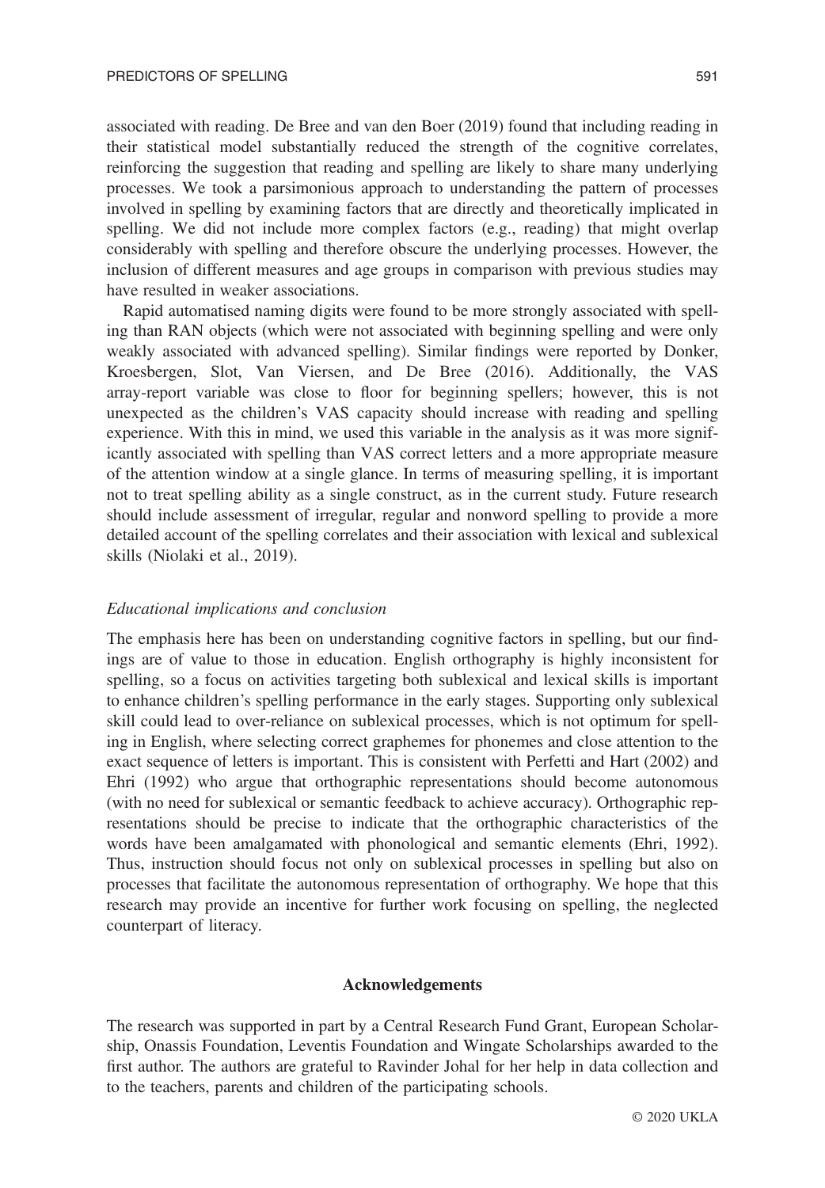associated with reading. De Bree and van den Boer (2019) found that including reading in their statistical model substantially reduced the strength of the cognitive correlates, reinforcing the suggestion that reading and spelling are likely to share many underlying processes. We took a parsimonious approach to understanding the pattern of processes involved in spelling by examining factors that are directly and theoretically implicated in spelling. We did not include more complex factors (e.g., reading) that might overlap considerably with spelling and therefore obscure the underlying processes. However, the inclusion of different measures and age groups in comparison with previous studies may have resulted in weaker associations.

Rapid automatised naming digits were found to be more strongly associated with spelling than RAN objects (which were not associated with beginning spelling and were only weakly associated with advanced spelling). Similar findings were reported by Donker, Kroesbergen, Slot, Van Viersen, and De Bree (2016). Additionally, the VAS array-report variable was close to floor for beginning spellers; however, this is not unexpected as the children's VAS capacity should increase with reading and spelling experience. With this in mind, we used this variable in the analysis as it was more significantly associated with spelling than VAS correct letters and a more appropriate measure of the attention window at a single glance. In terms of measuring spelling, it is important not to treat spelling ability as a single construct, as in the current study. Future research should include assessment of irregular, regular and nonword spelling to provide a more detailed account of the spelling correlates and their association with lexical and sublexical skills (Niolaki et al., 2019).

### *Educational implications and conclusion*

The emphasis here has been on understanding cognitive factors in spelling, but our findings are of value to those in education. English orthography is highly inconsistent for spelling, so a focus on activities targeting both sublexical and lexical skills is important to enhance children's spelling performance in the early stages. Supporting only sublexical skill could lead to over-reliance on sublexical processes, which is not optimum for spelling in English, where selecting correct graphemes for phonemes and close attention to the exact sequence of letters is important. This is consistent with Perfetti and Hart (2002) and Ehri (1992) who argue that orthographic representations should become autonomous (with no need for sublexical or semantic feedback to achieve accuracy). Orthographic representations should be precise to indicate that the orthographic characteristics of the words have been amalgamated with phonological and semantic elements (Ehri, 1992). Thus, instruction should focus not only on sublexical processes in spelling but also on processes that facilitate the autonomous representation of orthography. We hope that this research may provide an incentive for further work focusing on spelling, the neglected counterpart of literacy.

## Acknowledgements

The research was supported in part by a Central Research Fund Grant, European Scholarship, Onassis Foundation, Leventis Foundation and Wingate Scholarships awarded to the first author. The authors are grateful to Ravinder Johal for her help in data collection and to the teachers, parents and children of the participating schools.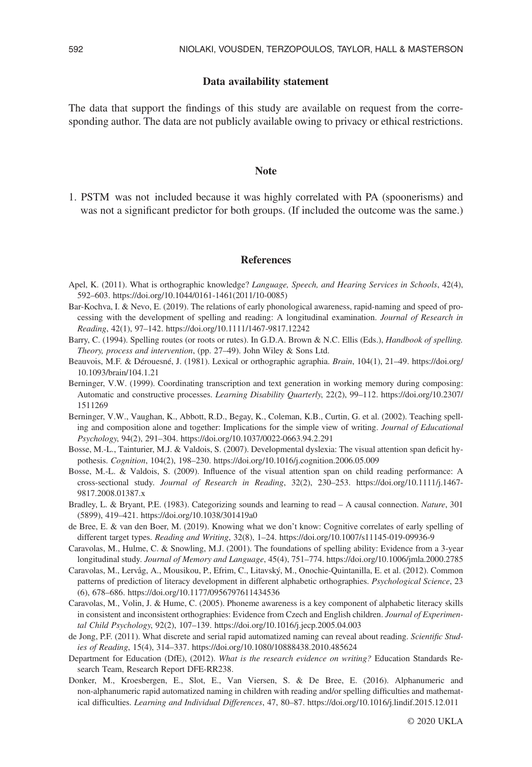## Data availability statement

The data that support the findings of this study are available on request from the corresponding author. The data are not publicly available owing to privacy or ethical restrictions.

## Note

1. PSTM was not included because it was highly correlated with PA (spoonerisms) and was not a significant predictor for both groups. (If included the outcome was the same.)

## References

Apel, K. (2011). What is orthographic knowledge? *Language, Speech, and Hearing Services in Schools*, 42(4), 592–603. https://doi.org/10.1044/0161-1461(2011/10-0085)

Bar-Kochva, I. & Nevo, E. (2019). The relations of early phonological awareness, rapid-naming and speed of processing with the development of spelling and reading: A longitudinal examination. *Journal of Research in Reading*, 42(1), 97–142. https://doi.org/10.1111/1467-9817.12242

Barry, C. (1994). Spelling routes (or roots or rutes). In G.D.A. Brown & N.C. Ellis (Eds.), *Handbook of spelling. Theory, process and intervention*, (pp. 27–49). John Wiley & Sons Ltd.

Beauvois, M.F. & Dérouesné, J. (1981). Lexical or orthographic agraphia. *Brain*, 104(1), 21–49. https://doi.org/10.1093/brain/104.1.21

Berninger, V.W. (1999). Coordinating transcription and text generation in working memory during composing: Automatic and constructive processes. *Learning Disability Quarterly*, 22(2), 99–112. https://doi.org/10.2307/1511269

Berninger, V.W., Vaughan, K., Abbott, R.D., Begay, K., Coleman, K.B., Curtin, G. et al. (2002). Teaching spelling and composition alone and together: Implications for the simple view of writing. *Journal of Educational Psychology*, 94(2), 291–304. https://doi.org/10.1037/0022-0663.94.2.291

Bosse, M.-L., Tainturier, M.J. & Valdois, S. (2007). Developmental dyslexia: The visual attention span deficit hypothesis. *Cognition*, 104(2), 198–230. https://doi.org/10.1016/j.cognition.2006.05.009

Bosse, M.-L. & Valdois, S. (2009). Influence of the visual attention span on child reading performance: A cross-sectional study. *Journal of Research in Reading*, 32(2), 230–253. https://doi.org/10.1111/j.1467-9817.2008.01387.x

Bradley, L. & Bryant, P.E. (1983). Categorizing sounds and learning to read – A causal connection. *Nature*, 301 (5899), 419–421. https://doi.org/10.1038/301419a0

de Bree, E. & van den Boer, M. (2019). Knowing what we don't know: Cognitive correlates of early spelling of different target types. *Reading and Writing*, 32(8), 1–24. https://doi.org/10.1007/s11145-019-09936-9

Caravolas, M., Hulme, C. & Snowling, M.J. (2001). The foundations of spelling ability: Evidence from a 3-year longitudinal study. *Journal of Memory and Language*, 45(4), 751–774. https://doi.org/10.1006/jmla.2000.2785

Caravolas, M., Lervåg, A., Mousikou, P., Efrim, C., Litavský, M., Onochie-Quintanilla, E. et al. (2012). Common patterns of prediction of literacy development in different alphabetic orthographies. *Psychological Science*, 23 (6), 678–686. https://doi.org/10.1177/0956797611434536

Caravolas, M., Volin, J. & Hume, C. (2005). Phoneme awareness is a key component of alphabetic literacy skills in consistent and inconsistent orthographies: Evidence from Czech and English children. *Journal of Experimental Child Psychology*, 92(2), 107–139. https://doi.org/10.1016/j.jecp.2005.04.003

de Jong, P.F. (2011). What discrete and serial rapid automatized naming can reveal about reading. *Scientific Studies of Reading*, 15(4), 314–337. https://doi.org/10.1080/10888438.2010.485624

Department for Education (DfE), (2012). *What is the research evidence on writing?* Education Standards Research Team, Research Report DFE-RR238.

Donker, M., Kroesbergen, E., Slot, E., Van Viersen, S. & De Bree, E. (2016). Alphanumeric and non-alphanumeric rapid automatized naming in children with reading and/or spelling difficulties and mathematical difficulties. *Learning and Individual Differences*, 47, 80–87. https://doi.org/10.1016/j.lindif.2015.12.011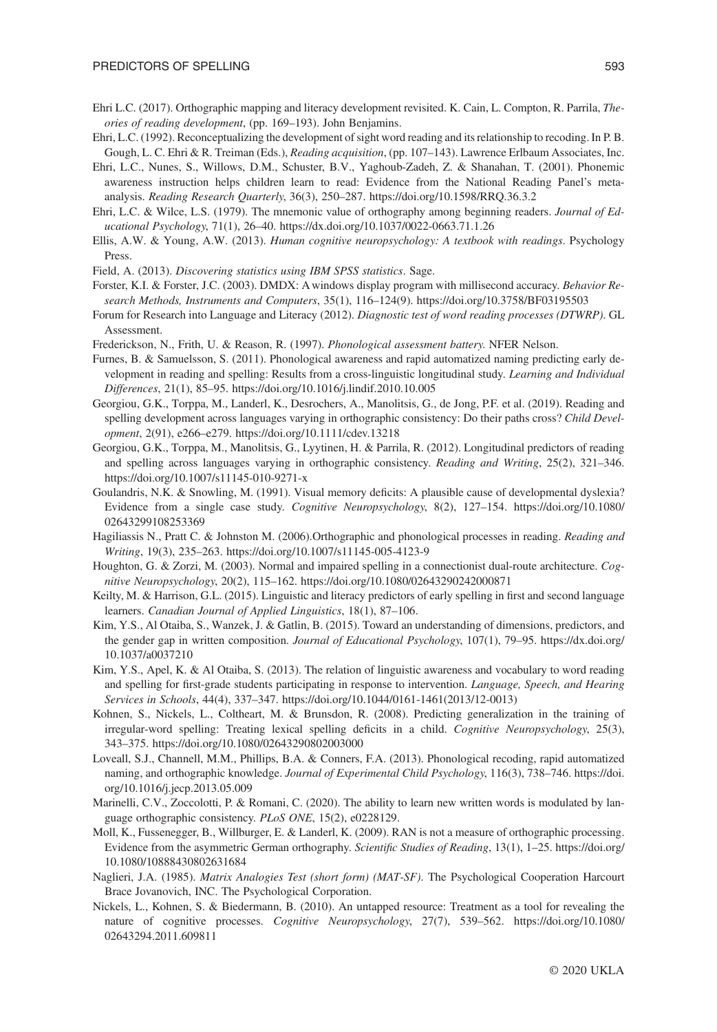Ehri L.C. (2017). Orthographic mapping and literacy development revisited. K. Cain, L. Compton, R. Parrila, *Theories of reading development*, (pp. 169–193). John Benjamins.

Ehri, L.C. (1992). Reconceptualizing the development of sight word reading and its relationship to recoding. In P. B. Gough, L. C. Ehri & R. Treiman (Eds.), *Reading acquisition*, (pp. 107–143). Lawrence Erlbaum Associates, Inc.

Ehri, L.C., Nunes, S., Willows, D.M., Schuster, B.V., Yaghoub-Zadeh, Z. & Shanahan, T. (2001). Phonemic awareness instruction helps children learn to read: Evidence from the National Reading Panel's meta-analysis. *Reading Research Quarterly*, 36(3), 250–287. https://doi.org/10.1598/RRQ.36.3.2

Ehri, L.C. & Wilce, L.S. (1979). The mnemonic value of orthography among beginning readers. *Journal of Educational Psychology*, 71(1), 26–40. https://dx.doi.org/10.1037/0022-0663.71.1.26

Ellis, A.W. & Young, A.W. (2013). *Human cognitive neuropsychology: A textbook with readings*. Psychology Press.

Field, A. (2013). *Discovering statistics using IBM SPSS statistics*. Sage.

Forster, K.I. & Forster, J.C. (2003). DMDX: A windows display program with millisecond accuracy. *Behavior Research Methods, Instruments and Computers*, 35(1), 116–124(9). https://doi.org/10.3758/BF03195503

Forum for Research into Language and Literacy (2012). *Diagnostic test of word reading processes (DTWRP)*. GL Assessment.

Frederickson, N., Frith, U. & Reason, R. (1997). *Phonological assessment battery*. NFER Nelson.

Furnes, B. & Samuelsson, S. (2011). Phonological awareness and rapid automatized naming predicting early development in reading and spelling: Results from a cross-linguistic longitudinal study. *Learning and Individual Differences*, 21(1), 85–95. https://doi.org/10.1016/j.lindif.2010.10.005

Georgiou, G.K., Torppa, M., Landerl, K., Desrochers, A., Manolitsis, G., de Jong, P.F. et al. (2019). Reading and spelling development across languages varying in orthographic consistency: Do their paths cross? *Child Development*, 2(91), e266–e279. https://doi.org/10.1111/cdev.13218

Georgiou, G.K., Torppa, M., Manolitsis, G., Lyytinen, H. & Parrila, R. (2012). Longitudinal predictors of reading and spelling across languages varying in orthographic consistency. *Reading and Writing*, 25(2), 321–346. https://doi.org/10.1007/s11145-010-9271-x

Goulandris, N.K. & Snowling, M. (1991). Visual memory deficits: A plausible cause of developmental dyslexia? Evidence from a single case study. *Cognitive Neuropsychology*, 8(2), 127–154. https://doi.org/10.1080/02643299108253369

Hagiliassis N., Pratt C. & Johnston M. (2006).Orthographic and phonological processes in reading. *Reading and Writing*, 19(3), 235–263. https://doi.org/10.1007/s11145-005-4123-9

Houghton, G. & Zorzi, M. (2003). Normal and impaired spelling in a connectionist dual-route architecture. *Cognitive Neuropsychology*, 20(2), 115–162. https://doi.org/10.1080/02643290242000871

Keilty, M. & Harrison, G.L. (2015). Linguistic and literacy predictors of early spelling in first and second language learners. *Canadian Journal of Applied Linguistics*, 18(1), 87–106.

Kim, Y.S., Al Otaiba, S., Wanzek, J. & Gatlin, B. (2015). Toward an understanding of dimensions, predictors, and the gender gap in written composition. *Journal of Educational Psychology*, 107(1), 79–95. https://dx.doi.org/10.1037/a0037210

Kim, Y.S., Apel, K. & Al Otaiba, S. (2013). The relation of linguistic awareness and vocabulary to word reading and spelling for first-grade students participating in response to intervention. *Language, Speech, and Hearing Services in Schools*, 44(4), 337–347. https://doi.org/10.1044/0161-1461(2013/12-0013)

Kohnen, S., Nickels, L., Coltheart, M. & Brunsdon, R. (2008). Predicting generalization in the training of irregular-word spelling: Treating lexical spelling deficits in a child. *Cognitive Neuropsychology*, 25(3), 343–375. https://doi.org/10.1080/02643290802003000

Loveall, S.J., Channell, M.M., Phillips, B.A. & Conners, F.A. (2013). Phonological recoding, rapid automatized naming, and orthographic knowledge. *Journal of Experimental Child Psychology*, 116(3), 738–746. https://doi.org/10.1016/j.jecp.2013.05.009

Marinelli, C.V., Zoccolotti, P. & Romani, C. (2020). The ability to learn new written words is modulated by language orthographic consistency. *PLoS ONE*, 15(2), e0228129.

Moll, K., Fussenegger, B., Willburger, E. & Landerl, K. (2009). RAN is not a measure of orthographic processing. Evidence from the asymmetric German orthography. *Scientific Studies of Reading*, 13(1), 1–25. https://doi.org/10.1080/10888430802631684

Naglieri, J.A. (1985). *Matrix Analogies Test (short form) (MAT-SF)*. The Psychological Cooperation Harcourt Brace Jovanovich, INC. The Psychological Corporation.

Nickels, L., Kohnen, S. & Biedermann, B. (2010). An untapped resource: Treatment as a tool for revealing the nature of cognitive processes. *Cognitive Neuropsychology*, 27(7), 539–562. https://doi.org/10.1080/02643294.2011.609811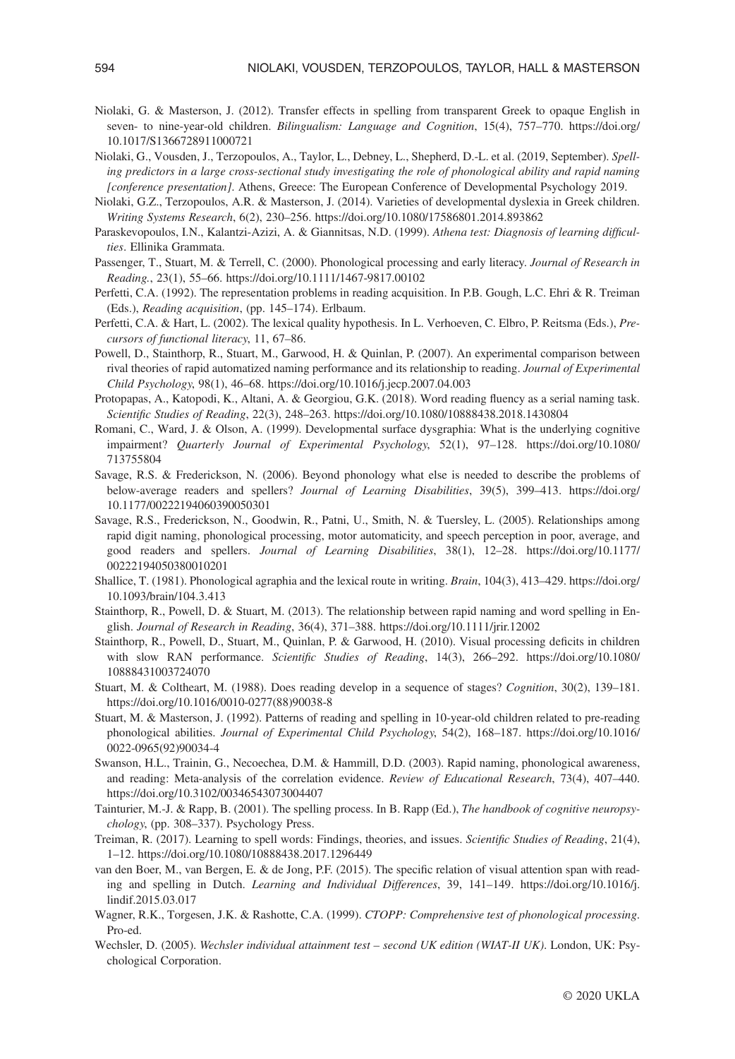Niolaki, G. & Masterson, J. (2012). Transfer effects in spelling from transparent Greek to opaque English in seven- to nine-year-old children. *Bilingualism: Language and Cognition*, 15(4), 757–770. https://doi.org/10.1017/S1366728911000721

Niolaki, G., Vousden, J., Terzopoulos, A., Taylor, L., Debney, L., Shepherd, D.-L. et al. (2019, September). *Spelling predictors in a large cross-sectional study investigating the role of phonological ability and rapid naming [conference presentation]*. Athens, Greece: The European Conference of Developmental Psychology 2019.

Niolaki, G.Z., Terzopoulos, A.R. & Masterson, J. (2014). Varieties of developmental dyslexia in Greek children. *Writing Systems Research*, 6(2), 230–256. https://doi.org/10.1080/17586801.2014.893862

Paraskevopoulos, I.N., Kalantzi-Azizi, A. & Giannitsas, N.D. (1999). *Athena test: Diagnosis of learning difficulties*. Ellinika Grammata.

Passenger, T., Stuart, M. & Terrell, C. (2000). Phonological processing and early literacy. *Journal of Research in Reading.*, 23(1), 55–66. https://doi.org/10.1111/1467-9817.00102

Perfetti, C.A. (1992). The representation problems in reading acquisition. In P.B. Gough, L.C. Ehri & R. Treiman (Eds.), *Reading acquisition*, (pp. 145–174). Erlbaum.

Perfetti, C.A. & Hart, L. (2002). The lexical quality hypothesis. In L. Verhoeven, C. Elbro, P. Reitsma (Eds.), *Precursors of functional literacy*, 11, 67–86.

Powell, D., Stainthorp, R., Stuart, M., Garwood, H. & Quinlan, P. (2007). An experimental comparison between rival theories of rapid automatized naming performance and its relationship to reading. *Journal of Experimental Child Psychology*, 98(1), 46–68. https://doi.org/10.1016/j.jecp.2007.04.003

Protopapas, A., Katopodi, K., Altani, A. & Georgiou, G.K. (2018). Word reading fluency as a serial naming task. *Scientific Studies of Reading*, 22(3), 248–263. https://doi.org/10.1080/10888438.2018.1430804

Romani, C., Ward, J. & Olson, A. (1999). Developmental surface dysgraphia: What is the underlying cognitive impairment? *Quarterly Journal of Experimental Psychology*, 52(1), 97–128. https://doi.org/10.1080/713755804

Savage, R.S. & Frederickson, N. (2006). Beyond phonology what else is needed to describe the problems of below-average readers and spellers? *Journal of Learning Disabilities*, 39(5), 399–413. https://doi.org/10.1177/00222194060390050301

Savage, R.S., Frederickson, N., Goodwin, R., Patni, U., Smith, N. & Tuersley, L. (2005). Relationships among rapid digit naming, phonological processing, motor automaticity, and speech perception in poor, average, and good readers and spellers. *Journal of Learning Disabilities*, 38(1), 12–28. https://doi.org/10.1177/00222194050380010201

Shallice, T. (1981). Phonological agraphia and the lexical route in writing. *Brain*, 104(3), 413–429. https://doi.org/10.1093/brain/104.3.413

Stainthorp, R., Powell, D. & Stuart, M. (2013). The relationship between rapid naming and word spelling in English. *Journal of Research in Reading*, 36(4), 371–388. https://doi.org/10.1111/jrir.12002

Stainthorp, R., Powell, D., Stuart, M., Quinlan, P. & Garwood, H. (2010). Visual processing deficits in children with slow RAN performance. *Scientific Studies of Reading*, 14(3), 266–292. https://doi.org/10.1080/10888431003724070

Stuart, M. & Coltheart, M. (1988). Does reading develop in a sequence of stages? *Cognition*, 30(2), 139–181. https://doi.org/10.1016/0010-0277(88)90038-8

Stuart, M. & Masterson, J. (1992). Patterns of reading and spelling in 10-year-old children related to pre-reading phonological abilities. *Journal of Experimental Child Psychology*, 54(2), 168–187. https://doi.org/10.1016/0022-0965(92)90034-4

Swanson, H.L., Trainin, G., Necoechea, D.M. & Hammill, D.D. (2003). Rapid naming, phonological awareness, and reading: Meta-analysis of the correlation evidence. *Review of Educational Research*, 73(4), 407–440. https://doi.org/10.3102/00346543073004407

Tainturier, M.-J. & Rapp, B. (2001). The spelling process. In B. Rapp (Ed.), *The handbook of cognitive neuropsychology*, (pp. 308–337). Psychology Press.

Treiman, R. (2017). Learning to spell words: Findings, theories, and issues. *Scientific Studies of Reading*, 21(4), 1–12. https://doi.org/10.1080/10888438.2017.1296449

van den Boer, M., van Bergen, E. & de Jong, P.F. (2015). The specific relation of visual attention span with reading and spelling in Dutch. *Learning and Individual Differences*, 39, 141–149. https://doi.org/10.1016/j.lindif.2015.03.017

Wagner, R.K., Torgesen, J.K. & Rashotte, C.A. (1999). *CTOPP: Comprehensive test of phonological processing*. Pro-ed.

Wechsler, D. (2005). *Wechsler individual attainment test – second UK edition (WIAT-II UK)*. London, UK: Psychological Corporation.

© 2020 UKLA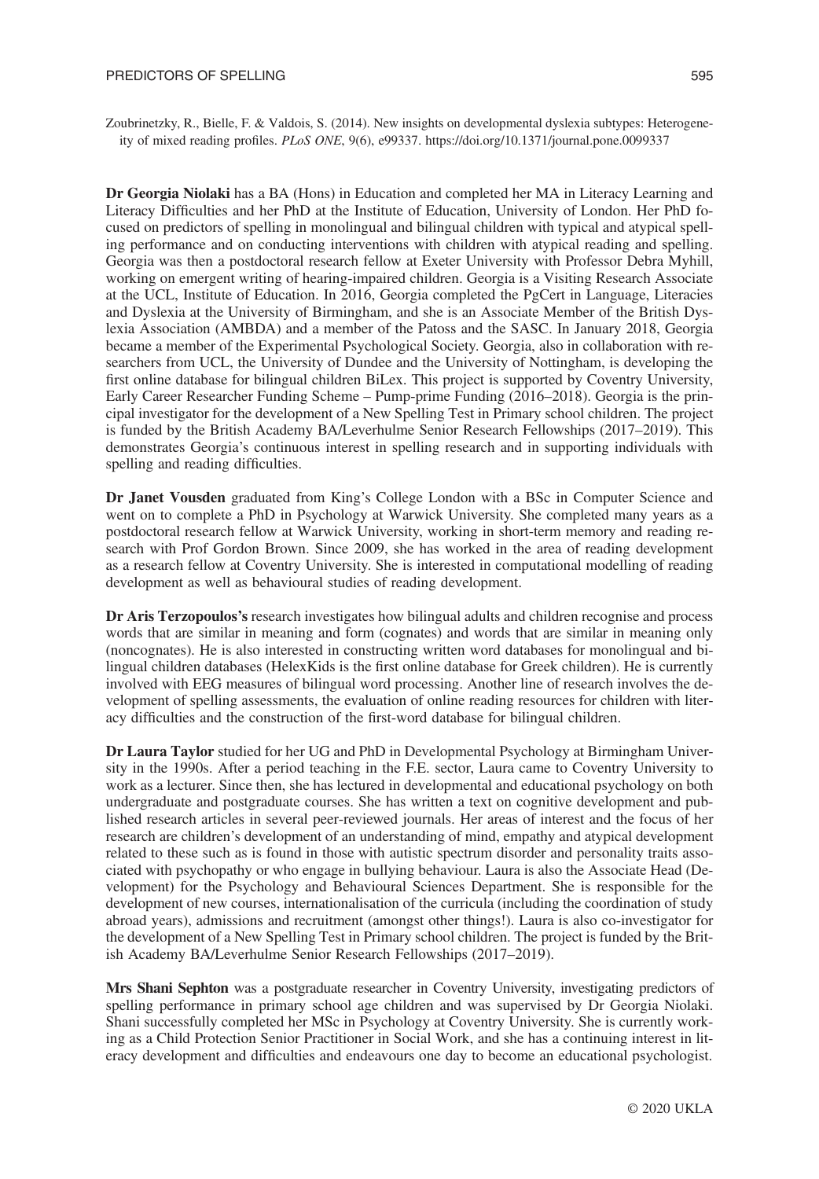Zoubrinetzky, R., Bielle, F. & Valdois, S. (2014). New insights on developmental dyslexia subtypes: Heterogeneity of mixed reading profiles. *PLoS ONE*, 9(6), e99337. https://doi.org/10.1371/journal.pone.0099337

**Dr Georgia Niolaki** has a BA (Hons) in Education and completed her MA in Literacy Learning and Literacy Difficulties and her PhD at the Institute of Education, University of London. Her PhD focused on predictors of spelling in monolingual and bilingual children with typical and atypical spelling performance and on conducting interventions with children with atypical reading and spelling. Georgia was then a postdoctoral research fellow at Exeter University with Professor Debra Myhill, working on emergent writing of hearing-impaired children. Georgia is a Visiting Research Associate at the UCL, Institute of Education. In 2016, Georgia completed the PgCert in Language, Literacies and Dyslexia at the University of Birmingham, and she is an Associate Member of the British Dyslexia Association (AMBDA) and a member of the Patoss and the SASC. In January 2018, Georgia became a member of the Experimental Psychological Society. Georgia, also in collaboration with researchers from UCL, the University of Dundee and the University of Nottingham, is developing the first online database for bilingual children BiLex. This project is supported by Coventry University, Early Career Researcher Funding Scheme – Pump-prime Funding (2016–2018). Georgia is the principal investigator for the development of a New Spelling Test in Primary school children. The project is funded by the British Academy BA/Leverhulme Senior Research Fellowships (2017–2019). This demonstrates Georgia's continuous interest in spelling research and in supporting individuals with spelling and reading difficulties.

**Dr Janet Vousden** graduated from King's College London with a BSc in Computer Science and went on to complete a PhD in Psychology at Warwick University. She completed many years as a postdoctoral research fellow at Warwick University, working in short-term memory and reading research with Prof Gordon Brown. Since 2009, she has worked in the area of reading development as a research fellow at Coventry University. She is interested in computational modelling of reading development as well as behavioural studies of reading development.

**Dr Aris Terzopoulos's** research investigates how bilingual adults and children recognise and process words that are similar in meaning and form (cognates) and words that are similar in meaning only (noncognates). He is also interested in constructing written word databases for monolingual and bilingual children databases (HelexKids is the first online database for Greek children). He is currently involved with EEG measures of bilingual word processing. Another line of research involves the development of spelling assessments, the evaluation of online reading resources for children with literacy difficulties and the construction of the first-word database for bilingual children.

**Dr Laura Taylor** studied for her UG and PhD in Developmental Psychology at Birmingham University in the 1990s. After a period teaching in the F.E. sector, Laura came to Coventry University to work as a lecturer. Since then, she has lectured in developmental and educational psychology on both undergraduate and postgraduate courses. She has written a text on cognitive development and published research articles in several peer-reviewed journals. Her areas of interest and the focus of her research are children's development of an understanding of mind, empathy and atypical development related to these such as is found in those with autistic spectrum disorder and personality traits associated with psychopathy or who engage in bullying behaviour. Laura is also the Associate Head (Development) for the Psychology and Behavioural Sciences Department. She is responsible for the development of new courses, internationalisation of the curricula (including the coordination of study abroad years), admissions and recruitment (amongst other things!). Laura is also co-investigator for the development of a New Spelling Test in Primary school children. The project is funded by the British Academy BA/Leverhulme Senior Research Fellowships (2017–2019).

**Mrs Shani Sephton** was a postgraduate researcher in Coventry University, investigating predictors of spelling performance in primary school age children and was supervised by Dr Georgia Niolaki. Shani successfully completed her MSc in Psychology at Coventry University. She is currently working as a Child Protection Senior Practitioner in Social Work, and she has a continuing interest in literacy development and difficulties and endeavours one day to become an educational psychologist.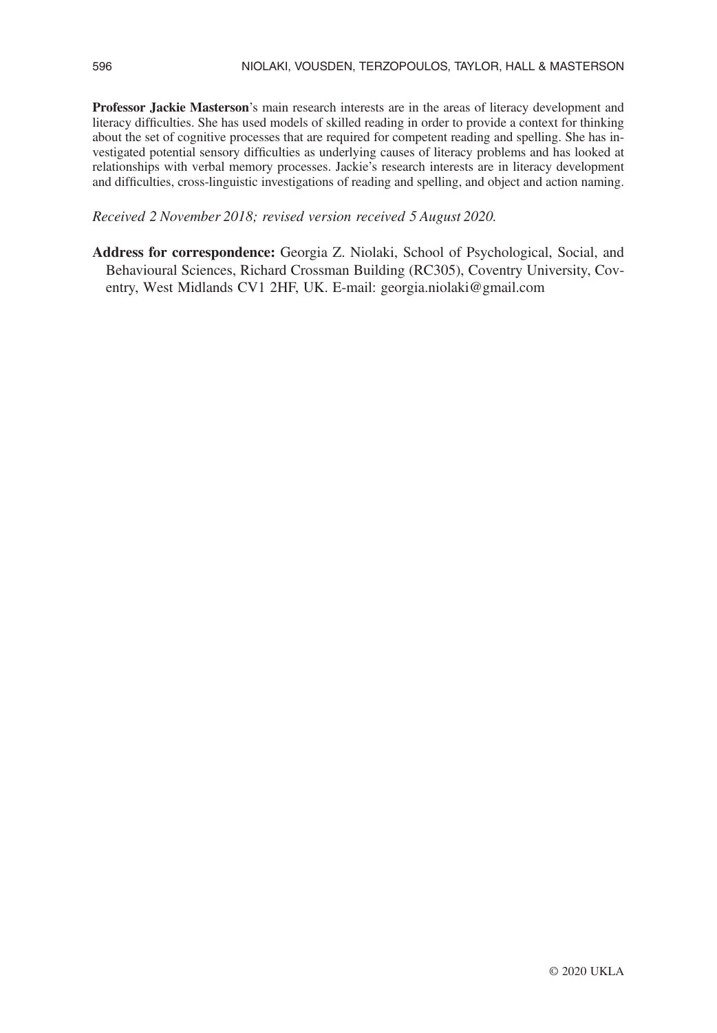**Professor Jackie Masterson**'s main research interests are in the areas of literacy development and literacy difficulties. She has used models of skilled reading in order to provide a context for thinking about the set of cognitive processes that are required for competent reading and spelling. She has investigated potential sensory difficulties as underlying causes of literacy problems and has looked at relationships with verbal memory processes. Jackie's research interests are in literacy development and difficulties, cross-linguistic investigations of reading and spelling, and object and action naming.

*Received 2 November 2018; revised version received 5 August 2020.*

**Address for correspondence:** Georgia Z. Niolaki, School of Psychological, Social, and Behavioural Sciences, Richard Crossman Building (RC305), Coventry University, Coventry, West Midlands CV1 2HF, UK. E-mail: georgia.niolaki@gmail.com

© 2020 UKLA